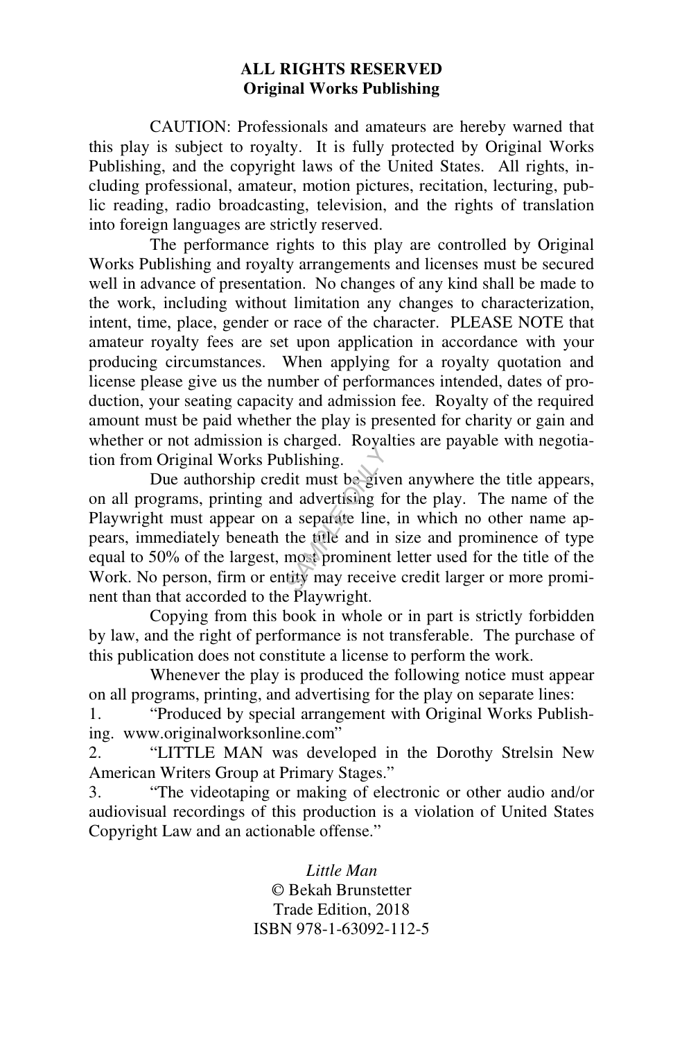**ALL RIGHTS RESERVED**
**Original Works Publishing**

CAUTION: Professionals and amateurs are hereby warned that this play is subject to royalty. It is fully protected by Original Works Publishing, and the copyright laws of the United States. All rights, including professional, amateur, motion pictures, recitation, lecturing, public reading, radio broadcasting, television, and the rights of translation into foreign languages are strictly reserved.

The performance rights to this play are controlled by Original Works Publishing and royalty arrangements and licenses must be secured well in advance of presentation. No changes of any kind shall be made to the work, including without limitation any changes to characterization, intent, time, place, gender or race of the character. PLEASE NOTE that amateur royalty fees are set upon application in accordance with your producing circumstances. When applying for a royalty quotation and license please give us the number of performances intended, dates of production, your seating capacity and admission fee. Royalty of the required amount must be paid whether the play is presented for charity or gain and whether or not admission is charged. Royalties are payable with negotiation from Original Works Publishing.

Due authorship credit must be given anywhere the title appears, on all programs, printing and advertising for the play. The name of the Playwright must appear on a separate line, in which no other name appears, immediately beneath the title and in size and prominence of type equal to 50% of the largest, most prominent letter used for the title of the Work. No person, firm or entity may receive credit larger or more prominent than that accorded to the Playwright.

Copying from this book in whole or in part is strictly forbidden by law, and the right of performance is not transferable. The purchase of this publication does not constitute a license to perform the work.

Whenever the play is produced the following notice must appear on all programs, printing, and advertising for the play on separate lines:

1. "Produced by special arrangement with Original Works Publishing. www.originalworksonline.com"
2. "LITTLE MAN was developed in the Dorothy Strelsin New American Writers Group at Primary Stages."
3. "The videotaping or making of electronic or other audio and/or audiovisual recordings of this production is a violation of United States Copyright Law and an actionable offense."

*Little Man*
© Bekah Brunstetter
Trade Edition, 2018
ISBN 978-1-63092-112-5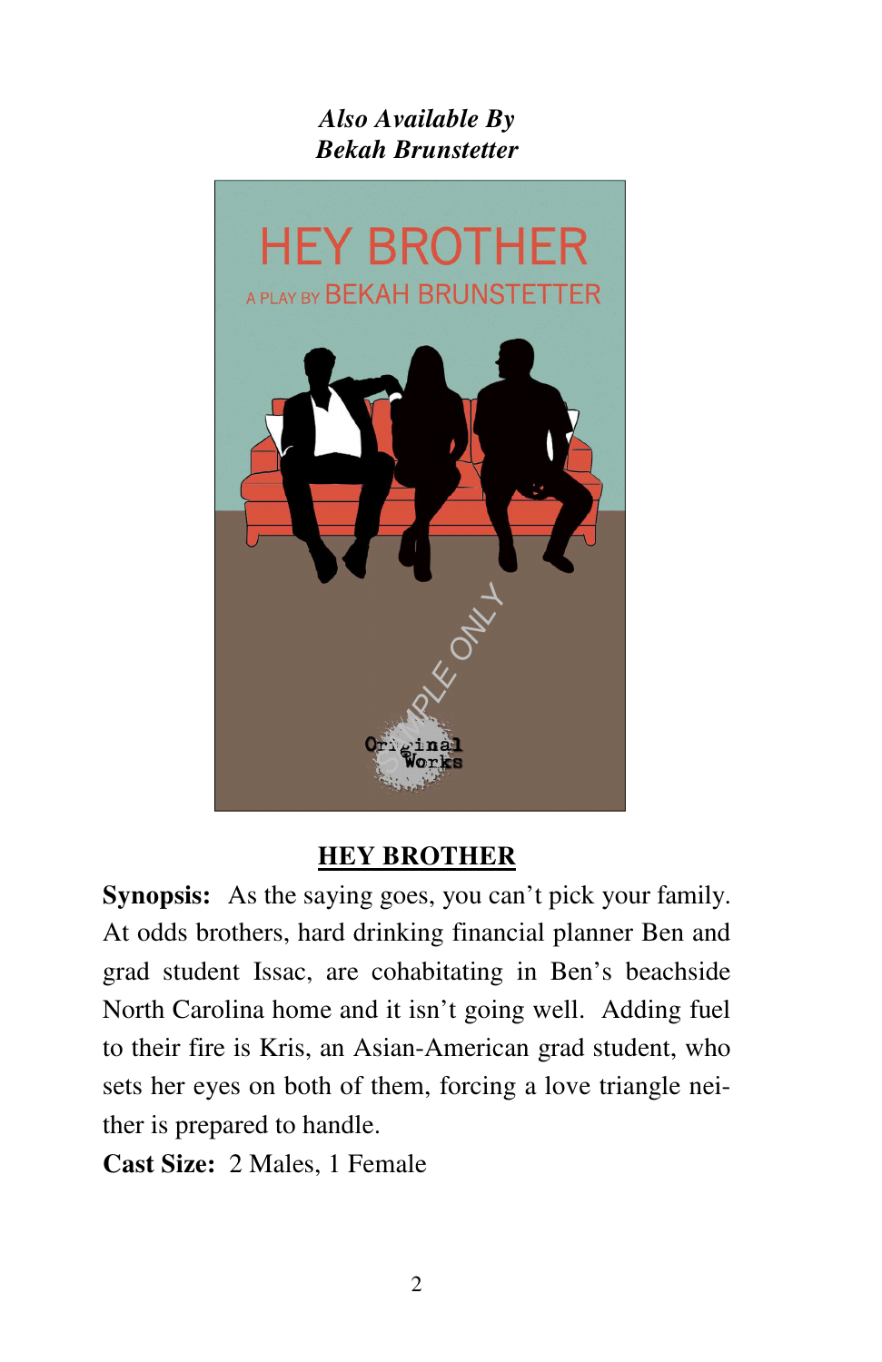*Also Available By*
*Bekah Brunstetter*

## HEY BROTHER

**Synopsis:** As the saying goes, you can't pick your family. At odds brothers, hard drinking financial planner Ben and grad student Issac, are cohabitating in Ben's beachside North Carolina home and it isn't going well. Adding fuel to their fire is Kris, an Asian-American grad student, who sets her eyes on both of them, forcing a love triangle neither is prepared to handle.

**Cast Size:** 2 Males, 1 Female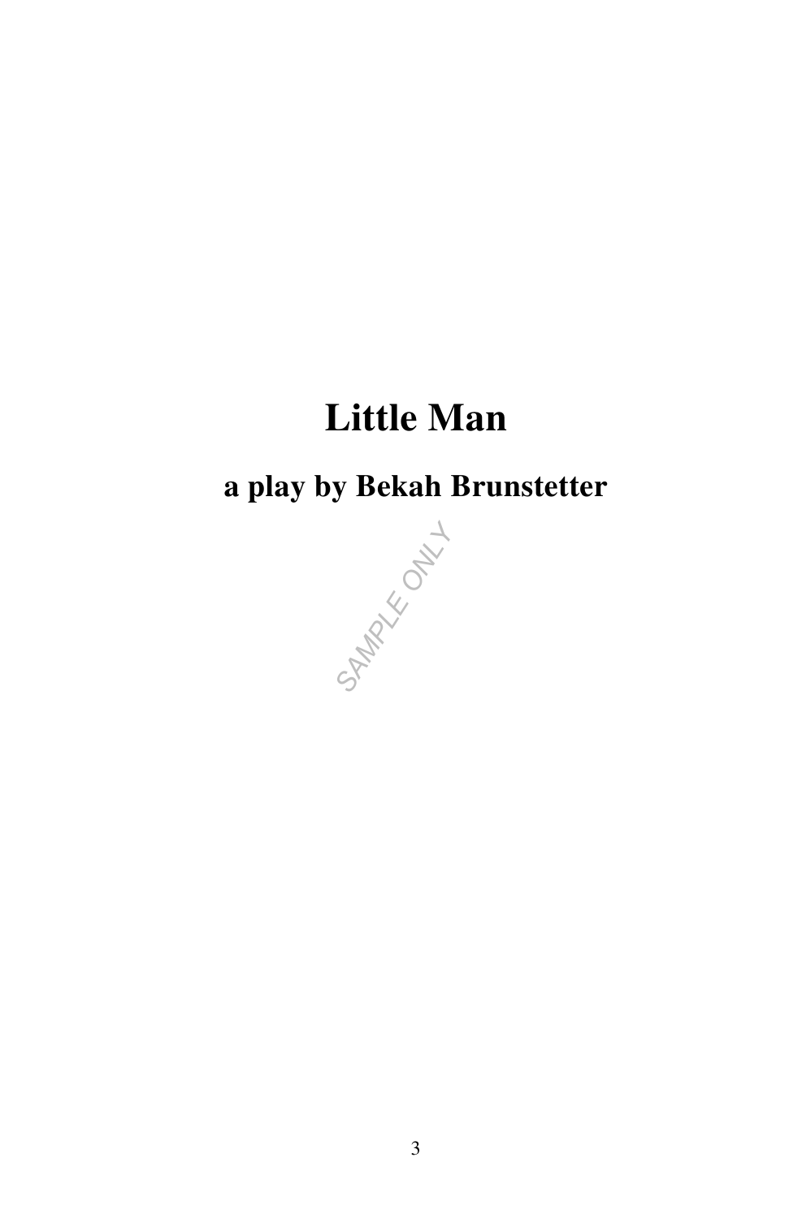# Little Man

## a play by Bekah Brunstetter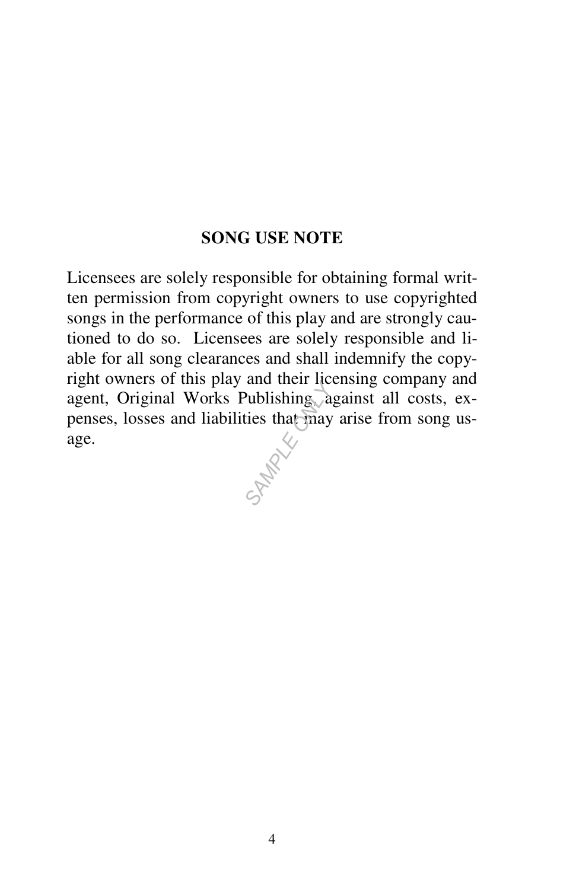## SONG USE NOTE

Licensees are solely responsible for obtaining formal written permission from copyright owners to use copyrighted songs in the performance of this play and are strongly cautioned to do so. Licensees are solely responsible and liable for all song clearances and shall indemnify the copyright owners of this play and their licensing company and agent, Original Works Publishing, against all costs, expenses, losses and liabilities that may arise from song usage.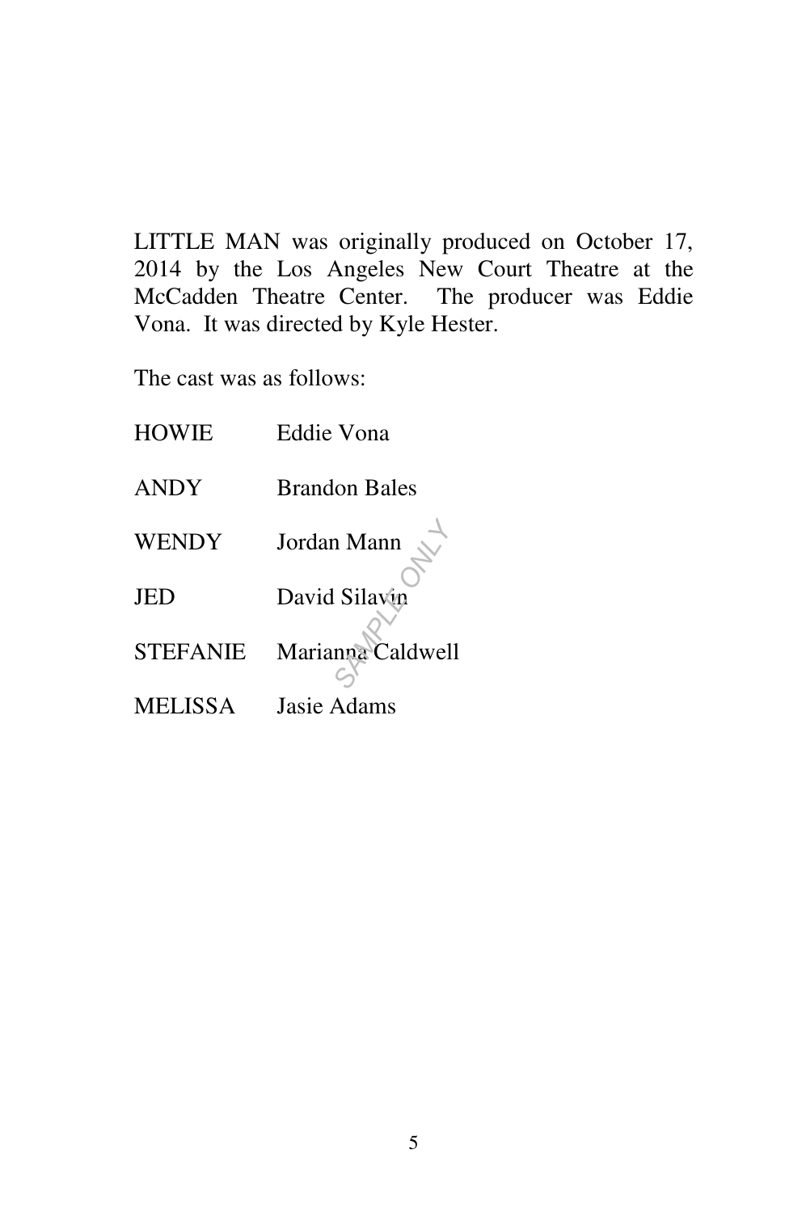LITTLE MAN was originally produced on October 17, 2014 by the Los Angeles New Court Theatre at the McCadden Theatre Center. The producer was Eddie Vona. It was directed by Kyle Hester.

The cast was as follows:

| | |
|---|---|
| HOWIE | Eddie Vona |
| ANDY | Brandon Bales |
| WENDY | Jordan Mann |
| JED | David Silavin |
| STEFANIE | Marianna Caldwell |
| MELISSA | Jasie Adams |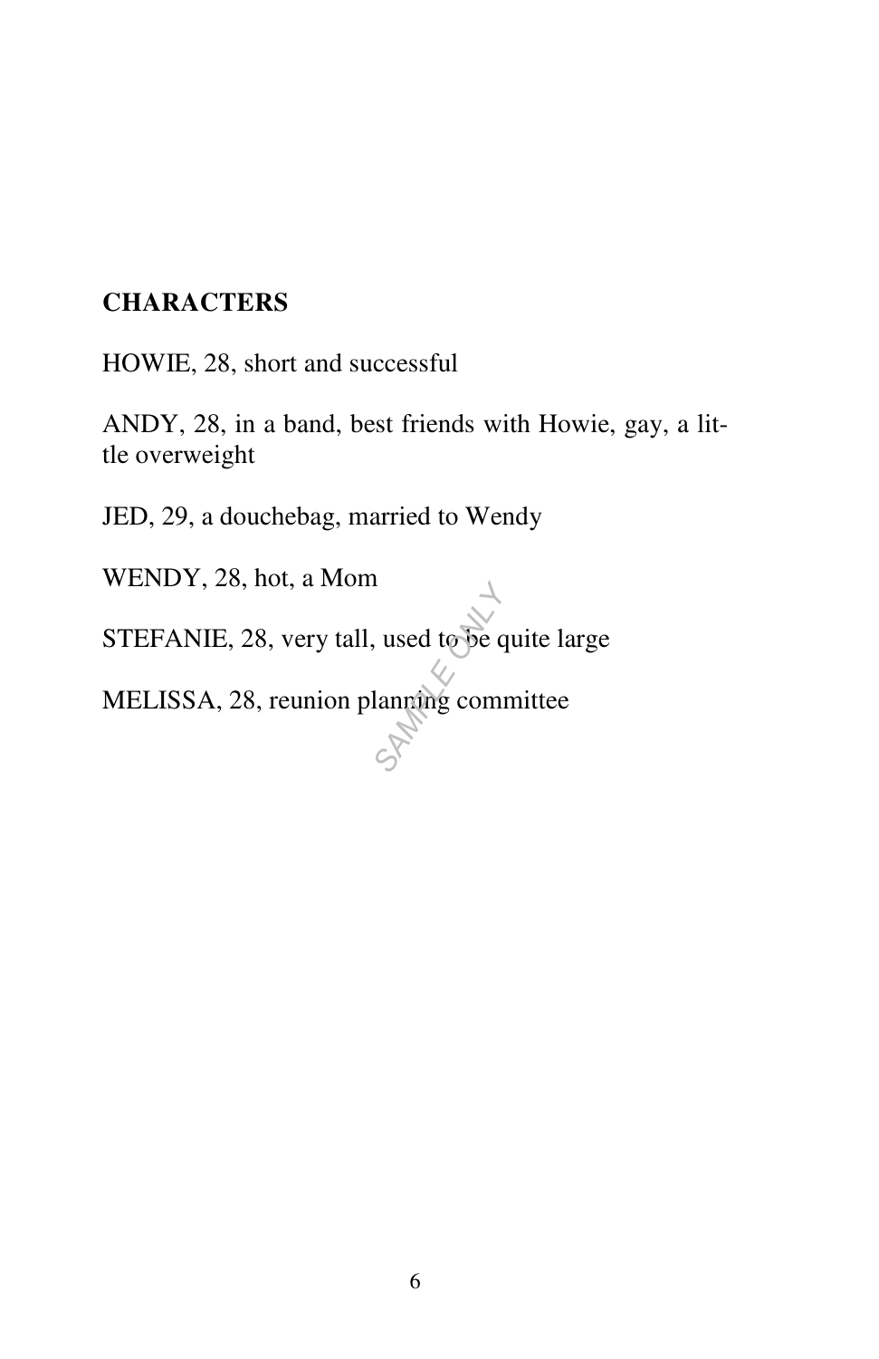**CHARACTERS**

HOWIE, 28, short and successful

ANDY, 28, in a band, best friends with Howie, gay, a little overweight

JED, 29, a douchebag, married to Wendy

WENDY, 28, hot, a Mom

STEFANIE, 28, very tall, used to be quite large

MELISSA, 28, reunion planning committee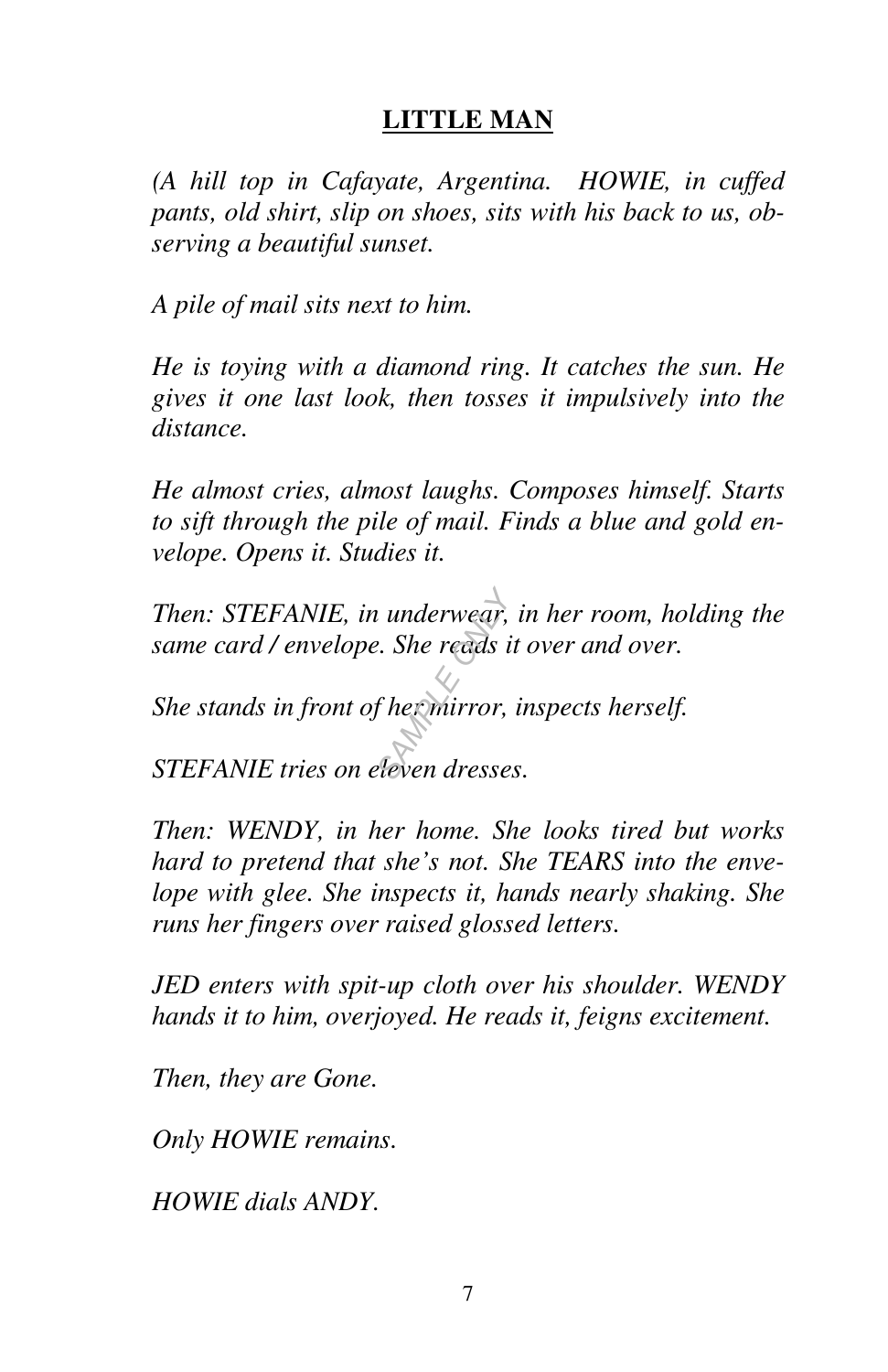## LITTLE MAN

*(A hill top in Cafayate, Argentina. HOWIE, in cuffed pants, old shirt, slip on shoes, sits with his back to us, observing a beautiful sunset.*

*A pile of mail sits next to him.*

*He is toying with a diamond ring. It catches the sun. He gives it one last look, then tosses it impulsively into the distance.*

*He almost cries, almost laughs. Composes himself. Starts to sift through the pile of mail. Finds a blue and gold envelope. Opens it. Studies it.*

*Then: STEFANIE, in underwear, in her room, holding the same card / envelope. She reads it over and over.*

*She stands in front of her mirror, inspects herself.*

*STEFANIE tries on eleven dresses.*

*Then: WENDY, in her home. She looks tired but works hard to pretend that she's not. She TEARS into the envelope with glee. She inspects it, hands nearly shaking. She runs her fingers over raised glossed letters.*

*JED enters with spit-up cloth over his shoulder. WENDY hands it to him, overjoyed. He reads it, feigns excitement.*

*Then, they are Gone.*

*Only HOWIE remains.*

*HOWIE dials ANDY.*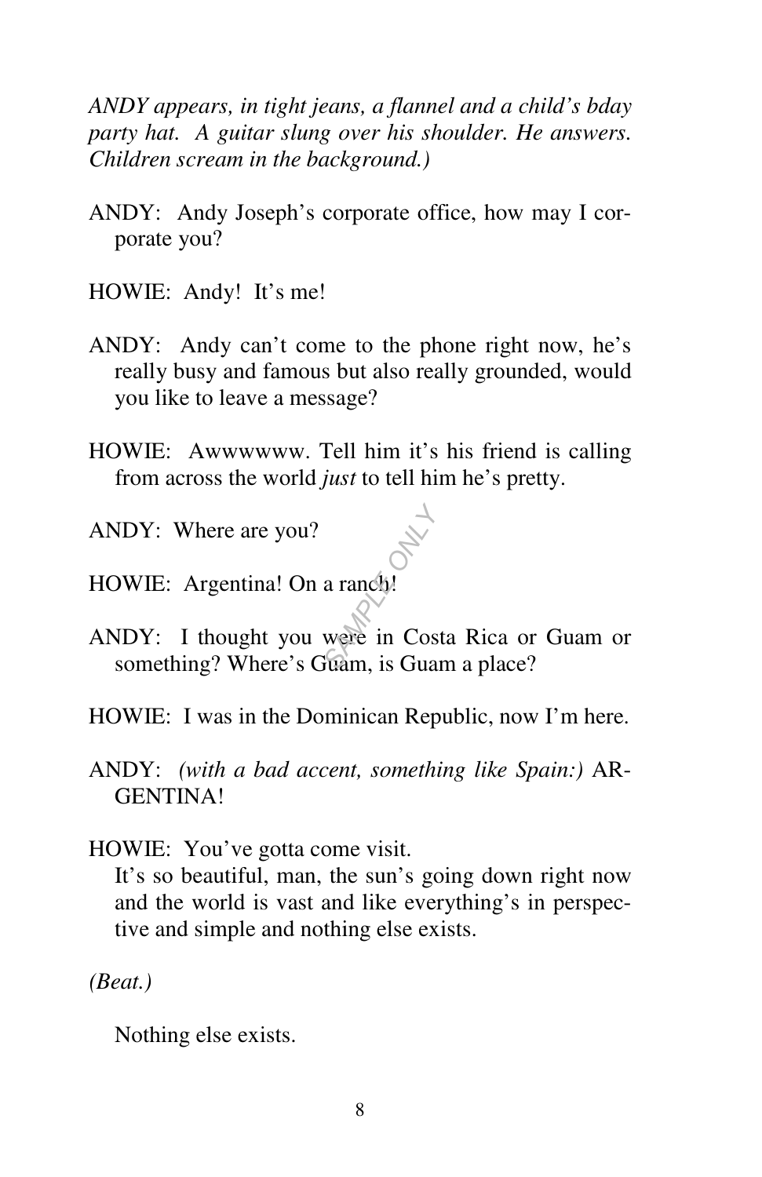*ANDY appears, in tight jeans, a flannel and a child's bday party hat. A guitar slung over his shoulder. He answers. Children scream in the background.)*

ANDY: Andy Joseph's corporate office, how may I corporate you?

HOWIE: Andy! It's me!

ANDY: Andy can't come to the phone right now, he's really busy and famous but also really grounded, would you like to leave a message?

HOWIE: Awwwwww. Tell him it's his friend is calling from across the world *just* to tell him he's pretty.

ANDY: Where are you?

HOWIE: Argentina! On a ranch!

ANDY: I thought you were in Costa Rica or Guam or something? Where's Guam, is Guam a place?

HOWIE: I was in the Dominican Republic, now I'm here.

ANDY: *(with a bad accent, something like Spain:)* ARGENTINA!

HOWIE: You've gotta come visit.
It's so beautiful, man, the sun's going down right now and the world is vast and like everything's in perspective and simple and nothing else exists.

*(Beat.)*

Nothing else exists.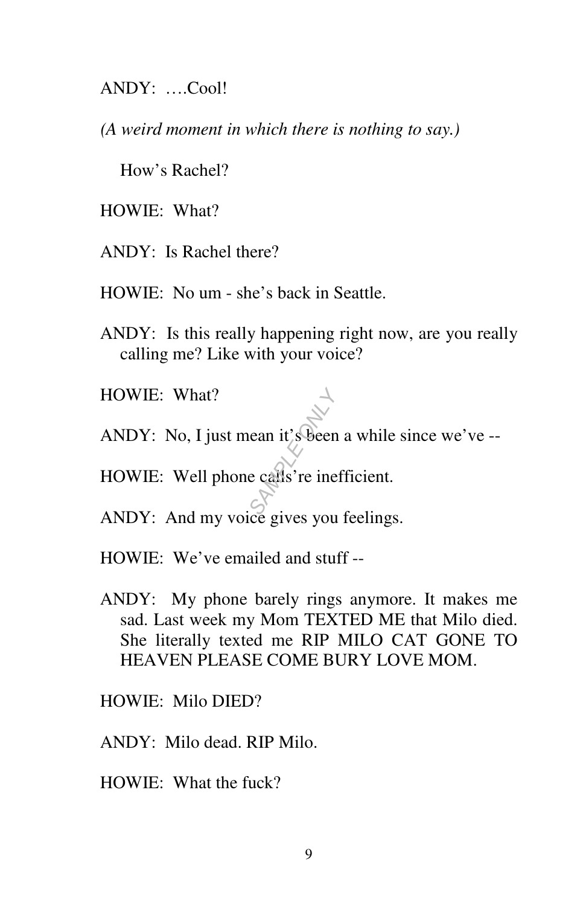ANDY: ….Cool!

*(A weird moment in which there is nothing to say.)*

How's Rachel?

HOWIE: What?

ANDY: Is Rachel there?

HOWIE: No um - she's back in Seattle.

ANDY: Is this really happening right now, are you really calling me? Like with your voice?

HOWIE: What?

ANDY: No, I just mean it's been a while since we've --

HOWIE: Well phone calls're inefficient.

ANDY: And my voice gives you feelings.

HOWIE: We've emailed and stuff --

ANDY: My phone barely rings anymore. It makes me sad. Last week my Mom TEXTED ME that Milo died. She literally texted me RIP MILO CAT GONE TO HEAVEN PLEASE COME BURY LOVE MOM.

HOWIE: Milo DIED?

ANDY: Milo dead. RIP Milo.

HOWIE: What the fuck?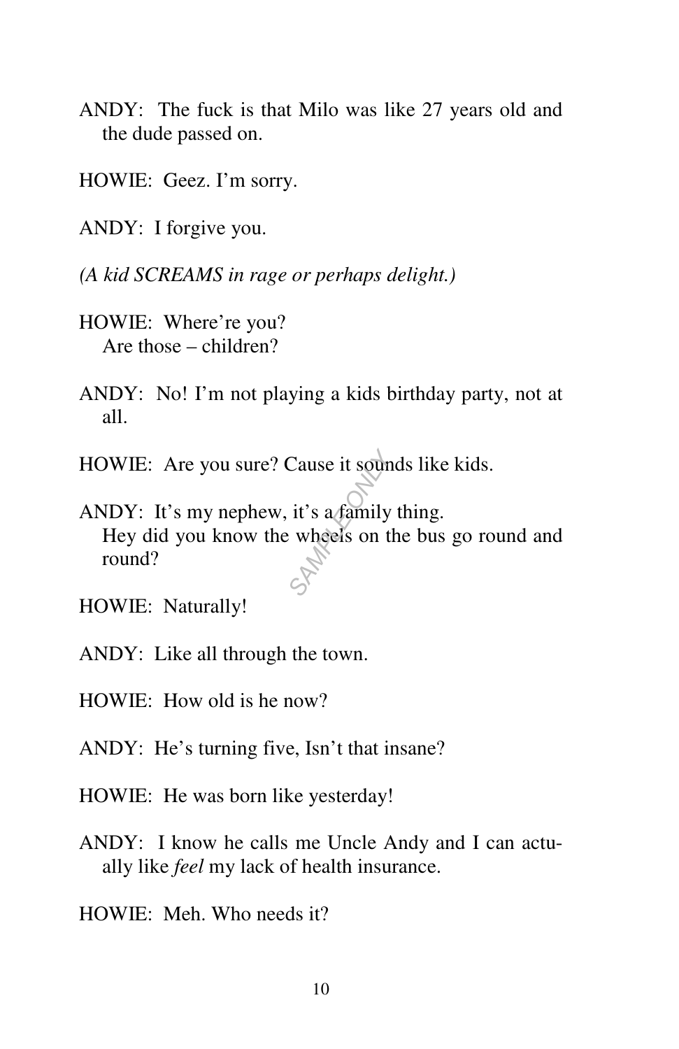ANDY: The fuck is that Milo was like 27 years old and the dude passed on.

HOWIE: Geez. I'm sorry.

ANDY: I forgive you.

*(A kid SCREAMS in rage or perhaps delight.)*

HOWIE: Where're you?
Are those – children?

ANDY: No! I'm not playing a kids birthday party, not at all.

HOWIE: Are you sure? Cause it sounds like kids.

ANDY: It's my nephew, it's a family thing.
Hey did you know the wheels on the bus go round and round?

HOWIE: Naturally!

ANDY: Like all through the town.

HOWIE: How old is he now?

ANDY: He's turning five, Isn't that insane?

HOWIE: He was born like yesterday!

ANDY: I know he calls me Uncle Andy and I can actually like *feel* my lack of health insurance.

HOWIE: Meh. Who needs it?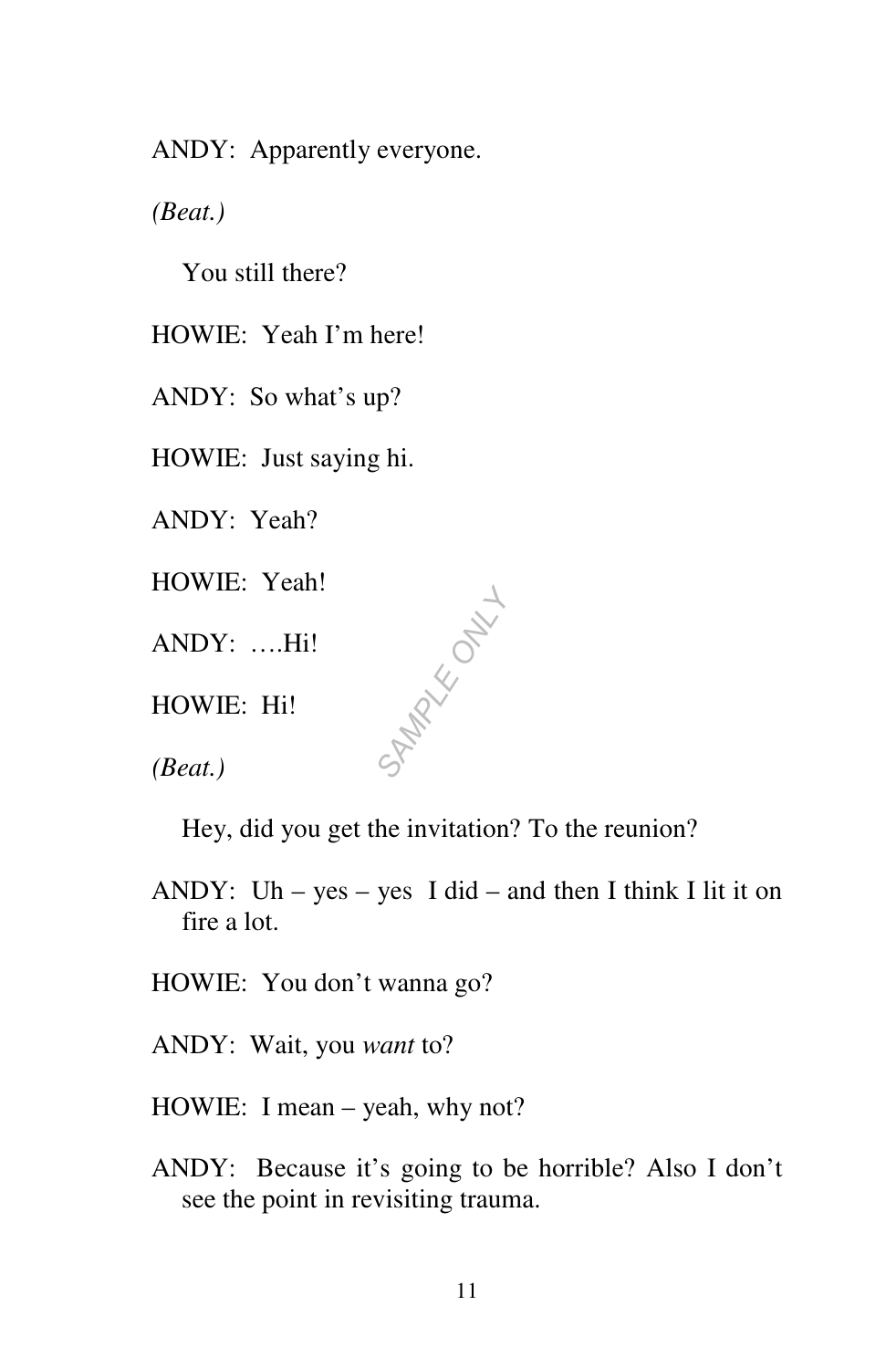ANDY: Apparently everyone.

*(Beat.)*

You still there?

HOWIE: Yeah I'm here!

ANDY: So what's up?

HOWIE: Just saying hi.

ANDY: Yeah?

HOWIE: Yeah!

ANDY: ….Hi!

HOWIE: Hi!

*(Beat.)*

Hey, did you get the invitation? To the reunion?

ANDY: Uh – yes – yes I did – and then I think I lit it on fire a lot.

HOWIE: You don't wanna go?

ANDY: Wait, you *want* to?

HOWIE: I mean – yeah, why not?

ANDY: Because it's going to be horrible? Also I don't see the point in revisiting trauma.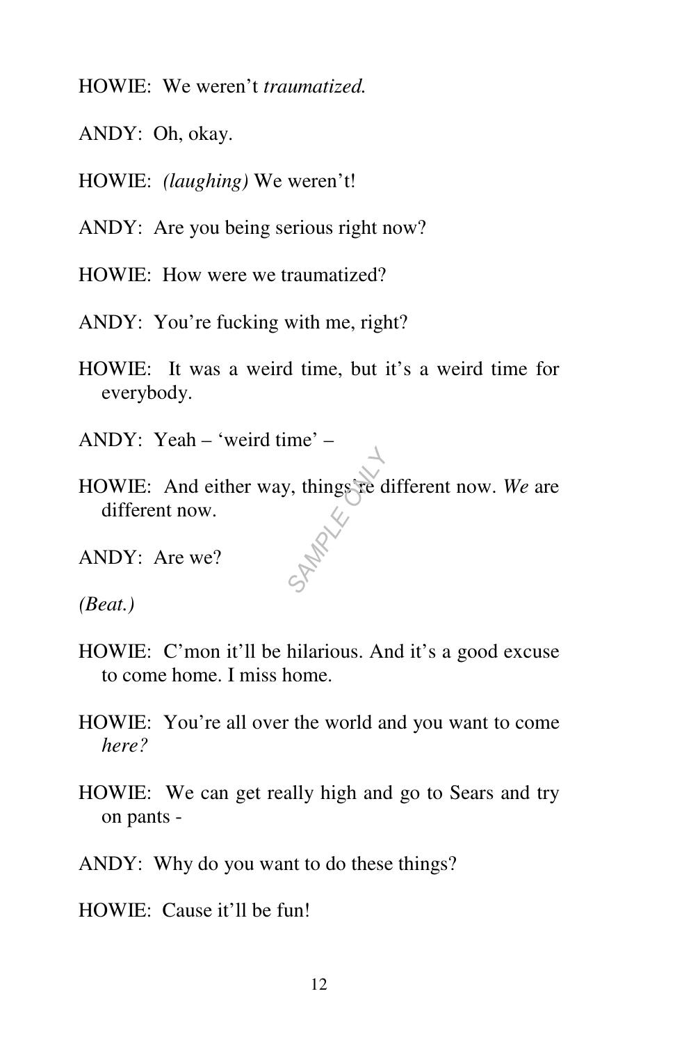HOWIE: We weren't *traumatized.*

ANDY: Oh, okay.

HOWIE: *(laughing)* We weren't!

ANDY: Are you being serious right now?

HOWIE: How were we traumatized?

ANDY: You're fucking with me, right?

HOWIE: It was a weird time, but it's a weird time for everybody.

ANDY: Yeah – 'weird time' –

HOWIE: And either way, things're different now. *We* are different now.

ANDY: Are we?

*(Beat.)*

HOWIE: C'mon it'll be hilarious. And it's a good excuse to come home. I miss home.

HOWIE: You're all over the world and you want to come *here?*

HOWIE: We can get really high and go to Sears and try on pants -

ANDY: Why do you want to do these things?

HOWIE: Cause it'll be fun!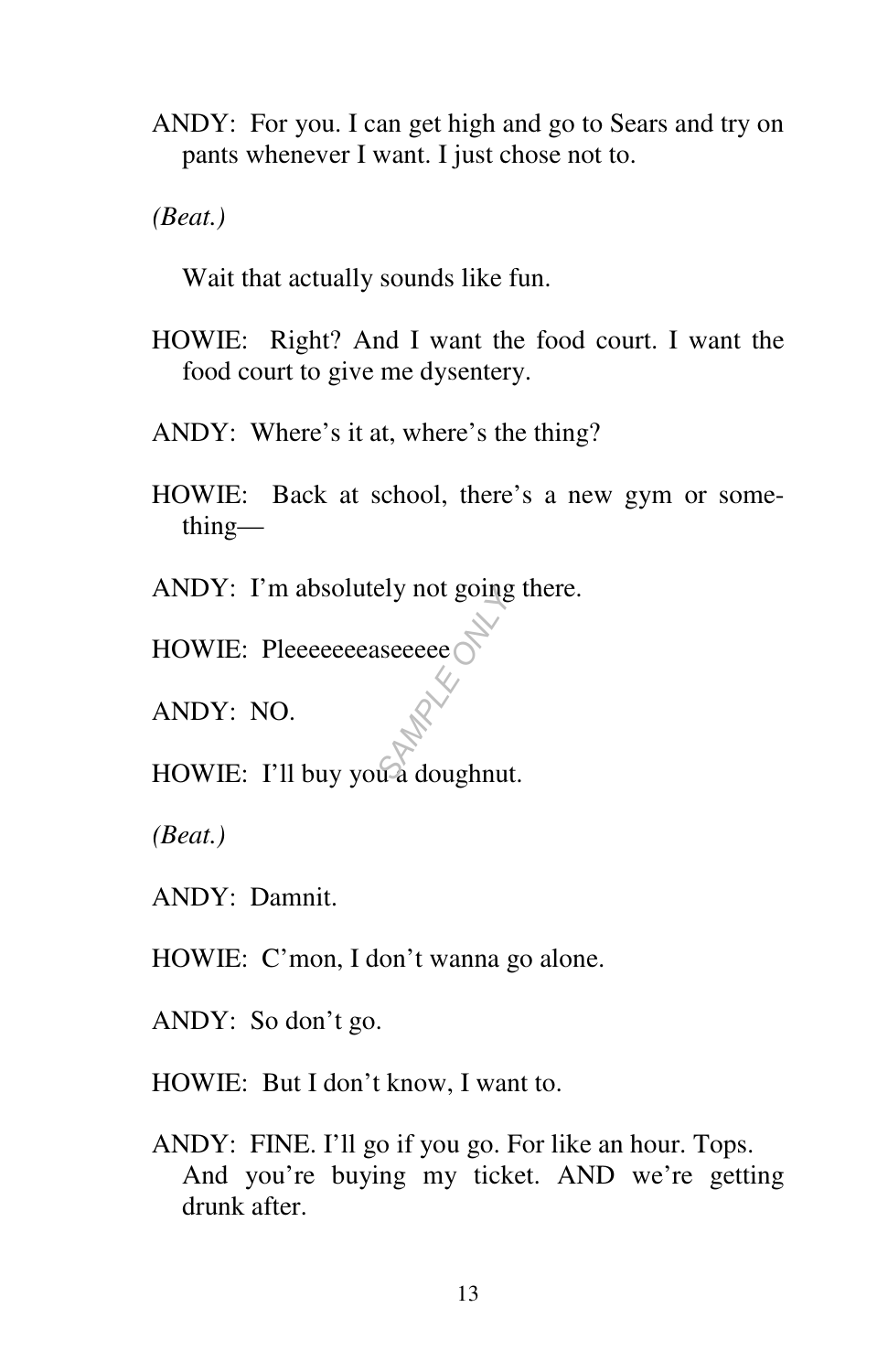ANDY: For you. I can get high and go to Sears and try on pants whenever I want. I just chose not to.

*(Beat.)*

Wait that actually sounds like fun.

HOWIE: Right? And I want the food court. I want the food court to give me dysentery.

ANDY: Where's it at, where's the thing?

HOWIE: Back at school, there's a new gym or something—

ANDY: I'm absolutely not going there.

HOWIE: Pleeeeeeeaseeeee

ANDY: NO.

HOWIE: I'll buy you a doughnut.

*(Beat.)*

ANDY: Damnit.

HOWIE: C'mon, I don't wanna go alone.

ANDY: So don't go.

HOWIE: But I don't know, I want to.

ANDY: FINE. I'll go if you go. For like an hour. Tops. And you're buying my ticket. AND we're getting drunk after.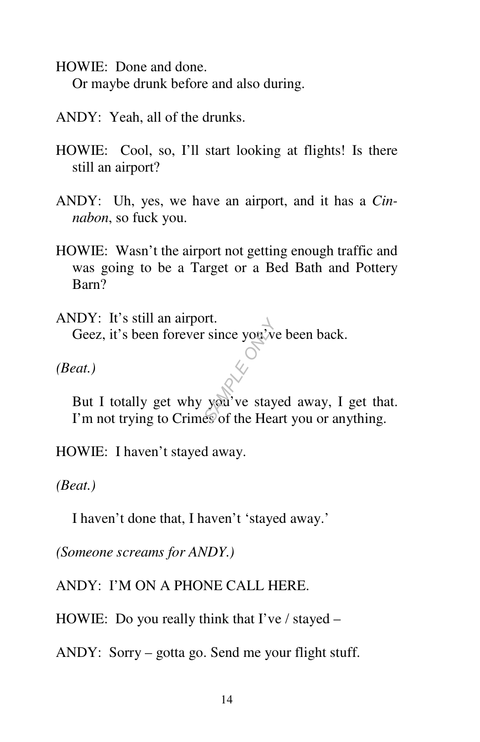HOWIE: Done and done.
Or maybe drunk before and also during.

ANDY: Yeah, all of the drunks.

HOWIE: Cool, so, I'll start looking at flights! Is there still an airport?

ANDY: Uh, yes, we have an airport, and it has a *Cinnabon*, so fuck you.

HOWIE: Wasn't the airport not getting enough traffic and was going to be a Target or a Bed Bath and Pottery Barn?

ANDY: It's still an airport.
Geez, it's been forever since you've been back.

*(Beat.)*

But I totally get why you've stayed away, I get that. I'm not trying to Crimes of the Heart you or anything.

HOWIE: I haven't stayed away.

*(Beat.)*

I haven't done that, I haven't 'stayed away.'

*(Someone screams for ANDY.)*

ANDY: I'M ON A PHONE CALL HERE.

HOWIE: Do you really think that I've / stayed –

ANDY: Sorry – gotta go. Send me your flight stuff.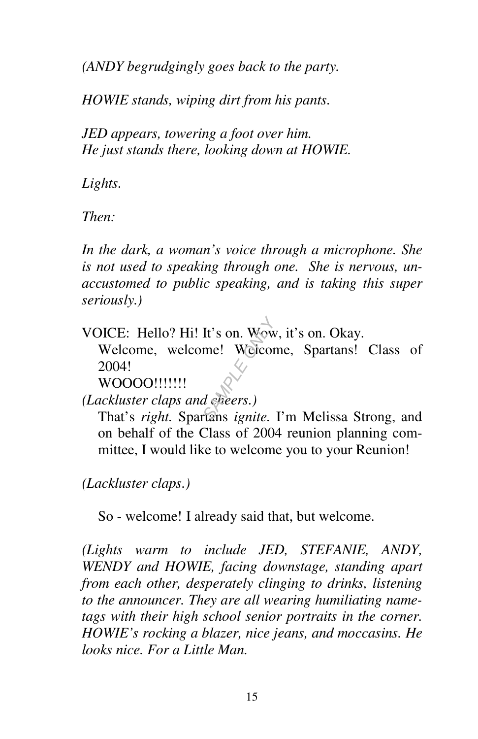*(ANDY begrudgingly goes back to the party.*

*HOWIE stands, wiping dirt from his pants.*

*JED appears, towering a foot over him.*
*He just stands there, looking down at HOWIE.*

*Lights.*

*Then:*

*In the dark, a woman's voice through a microphone. She is not used to speaking through one. She is nervous, unaccustomed to public speaking, and is taking this super seriously.)*

VOICE: Hello? Hi! It's on. Wow, it's on. Okay.
Welcome, welcome! Welcome, Spartans! Class of 2004!
WOOOO!!!!!!!

*(Lackluster claps and cheers.)*

That's *right.* Spartans *ignite.* I'm Melissa Strong, and on behalf of the Class of 2004 reunion planning committee, I would like to welcome you to your Reunion!

*(Lackluster claps.)*

So - welcome! I already said that, but welcome.

*(Lights warm to include JED, STEFANIE, ANDY, WENDY and HOWIE, facing downstage, standing apart from each other, desperately clinging to drinks, listening to the announcer. They are all wearing humiliating nametags with their high school senior portraits in the corner. HOWIE's rocking a blazer, nice jeans, and moccasins. He looks nice. For a Little Man.*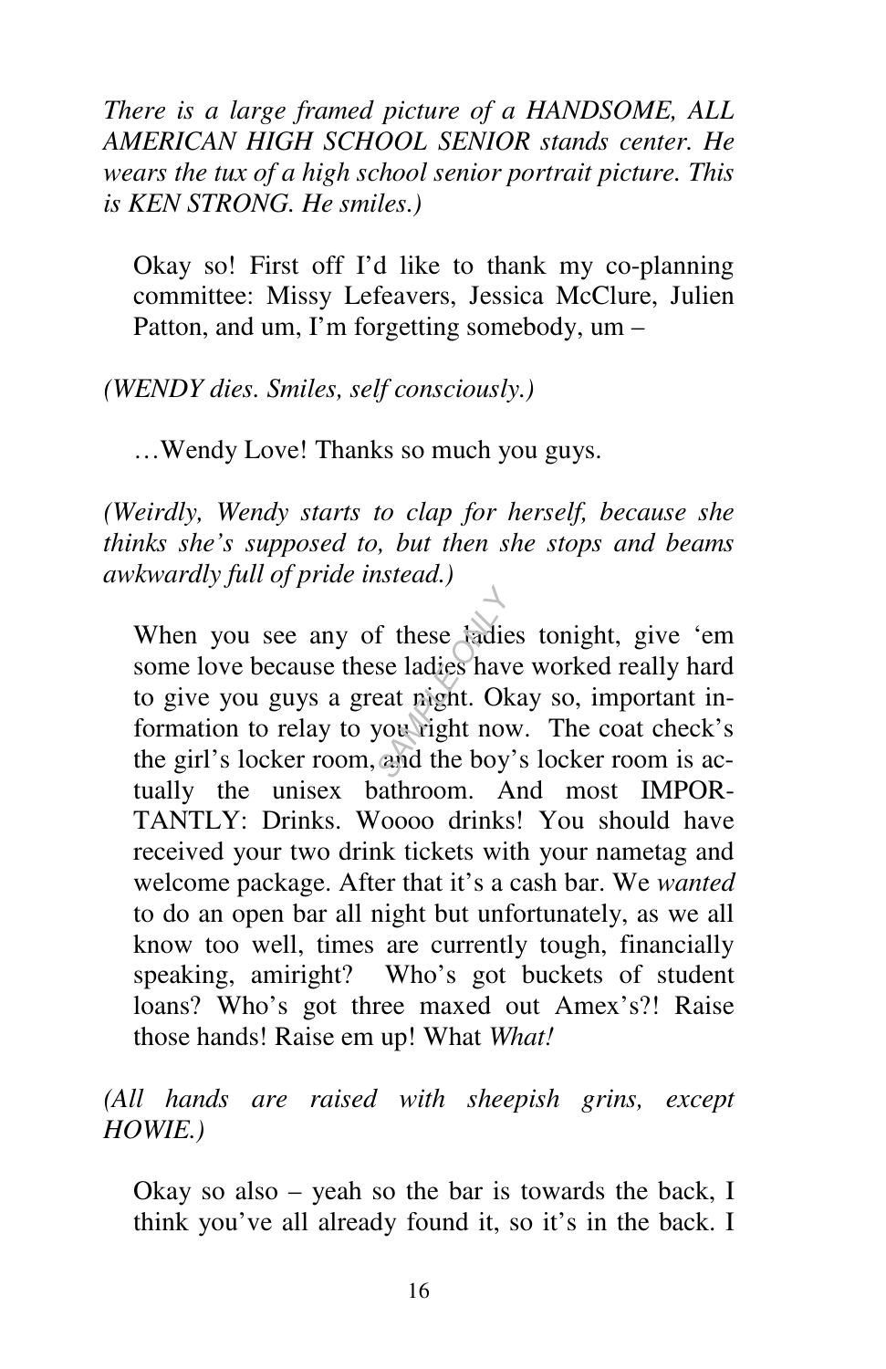*There is a large framed picture of a HANDSOME, ALL AMERICAN HIGH SCHOOL SENIOR stands center. He wears the tux of a high school senior portrait picture. This is KEN STRONG. He smiles.)*

Okay so! First off I'd like to thank my co-planning committee: Missy Lefeavers, Jessica McClure, Julien Patton, and um, I'm forgetting somebody, um –

*(WENDY dies. Smiles, self consciously.)*

…Wendy Love! Thanks so much you guys.

*(Weirdly, Wendy starts to clap for herself, because she thinks she's supposed to, but then she stops and beams awkwardly full of pride instead.)*

When you see any of these ladies tonight, give 'em some love because these ladies have worked really hard to give you guys a great night. Okay so, important information to relay to you right now. The coat check's the girl's locker room, and the boy's locker room is actually the unisex bathroom. And most IMPORTANTLY: Drinks. Woooo drinks! You should have received your two drink tickets with your nametag and welcome package. After that it's a cash bar. We *wanted* to do an open bar all night but unfortunately, as we all know too well, times are currently tough, financially speaking, amiright? Who's got buckets of student loans? Who's got three maxed out Amex's?! Raise those hands! Raise em up! What *What!*

*(All hands are raised with sheepish grins, except HOWIE.)*

Okay so also – yeah so the bar is towards the back, I think you've all already found it, so it's in the back. I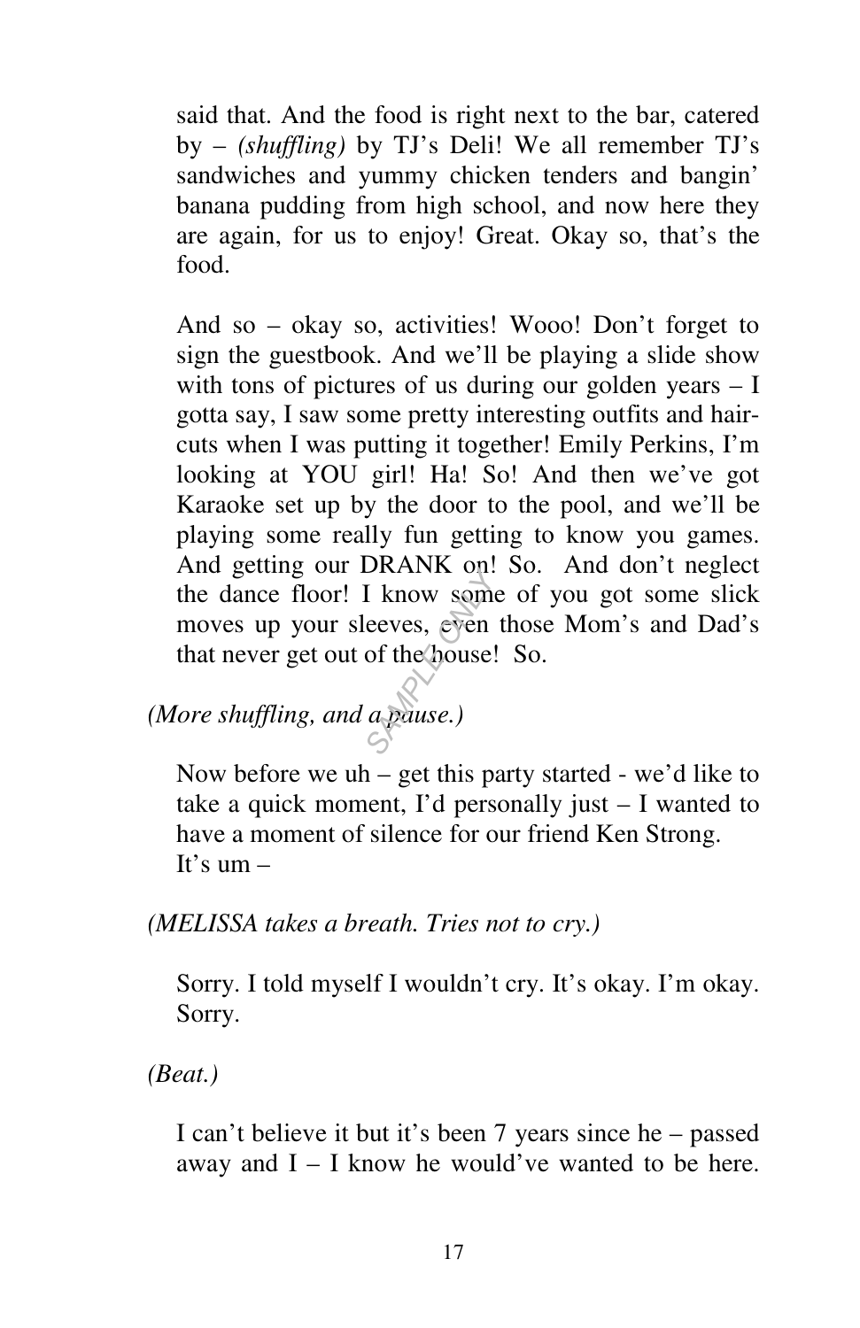said that. And the food is right next to the bar, catered by – *(shuffling)* by TJ's Deli! We all remember TJ's sandwiches and yummy chicken tenders and bangin' banana pudding from high school, and now here they are again, for us to enjoy! Great. Okay so, that's the food.

And so – okay so, activities! Wooo! Don't forget to sign the guestbook. And we'll be playing a slide show with tons of pictures of us during our golden years – I gotta say, I saw some pretty interesting outfits and haircuts when I was putting it together! Emily Perkins, I'm looking at YOU girl! Ha! So! And then we've got Karaoke set up by the door to the pool, and we'll be playing some really fun getting to know you games. And getting our DRANK on! So. And don't neglect the dance floor! I know some of you got some slick moves up your sleeves, even those Mom's and Dad's that never get out of the house! So.

*(More shuffling, and a pause.)*

Now before we uh – get this party started - we'd like to take a quick moment, I'd personally just – I wanted to have a moment of silence for our friend Ken Strong. It's um –

*(MELISSA takes a breath. Tries not to cry.)*

Sorry. I told myself I wouldn't cry. It's okay. I'm okay. Sorry.

*(Beat.)*

I can't believe it but it's been 7 years since he – passed away and I – I know he would've wanted to be here.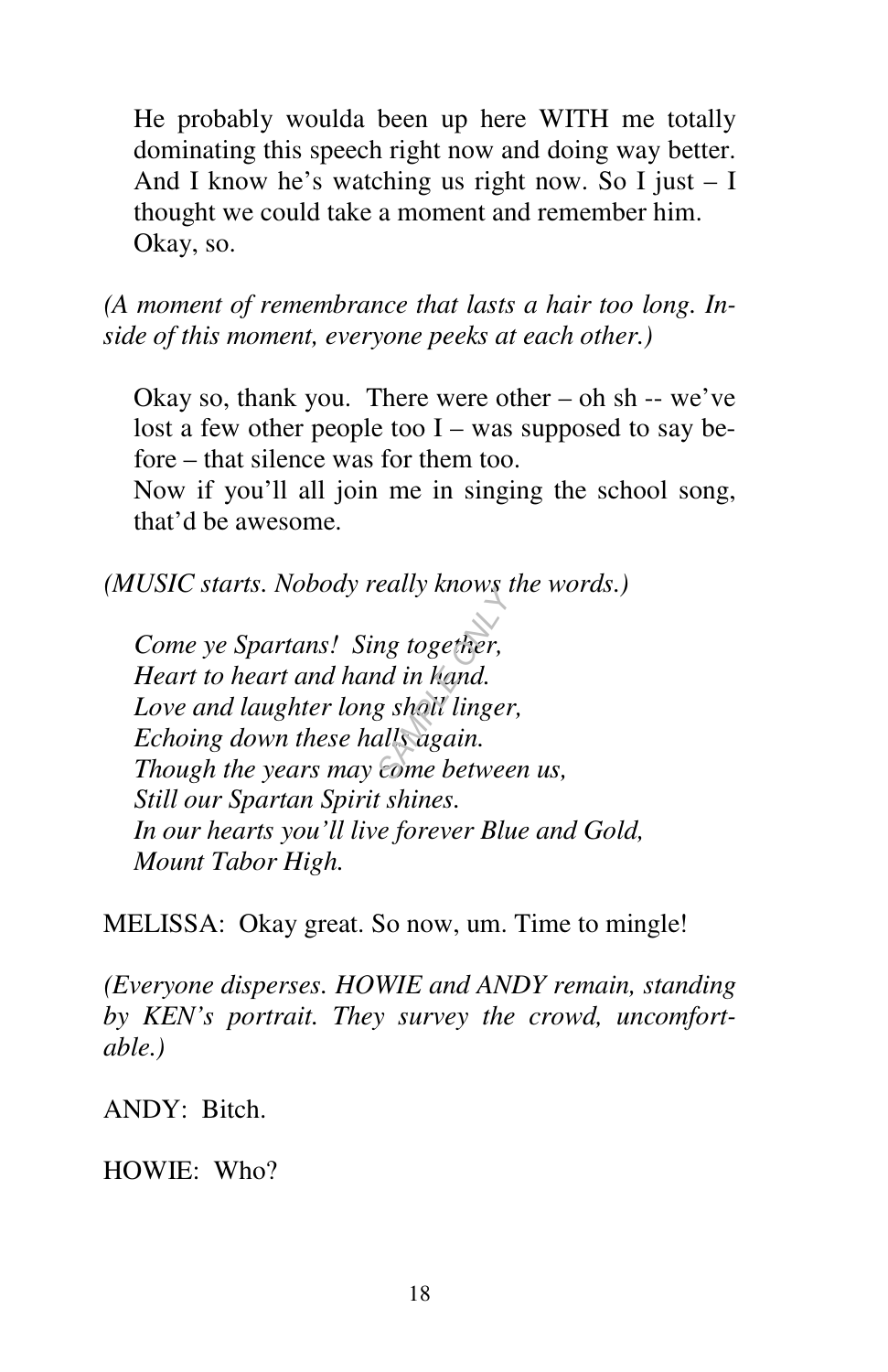He probably woulda been up here WITH me totally dominating this speech right now and doing way better. And I know he's watching us right now. So I just – I thought we could take a moment and remember him. Okay, so.

*(A moment of remembrance that lasts a hair too long. Inside of this moment, everyone peeks at each other.)*

Okay so, thank you. There were other – oh sh -- we've lost a few other people too I – was supposed to say before – that silence was for them too.
Now if you'll all join me in singing the school song, that'd be awesome.

*(MUSIC starts. Nobody really knows the words.)*

*Come ye Spartans! Sing together,*
*Heart to heart and hand in hand.*
*Love and laughter long shall linger,*
*Echoing down these halls again.*
*Though the years may come between us,*
*Still our Spartan Spirit shines.*
*In our hearts you'll live forever Blue and Gold,*
*Mount Tabor High.*

MELISSA: Okay great. So now, um. Time to mingle!

*(Everyone disperses. HOWIE and ANDY remain, standing by KEN's portrait. They survey the crowd, uncomfortable.)*

ANDY: Bitch.

HOWIE: Who?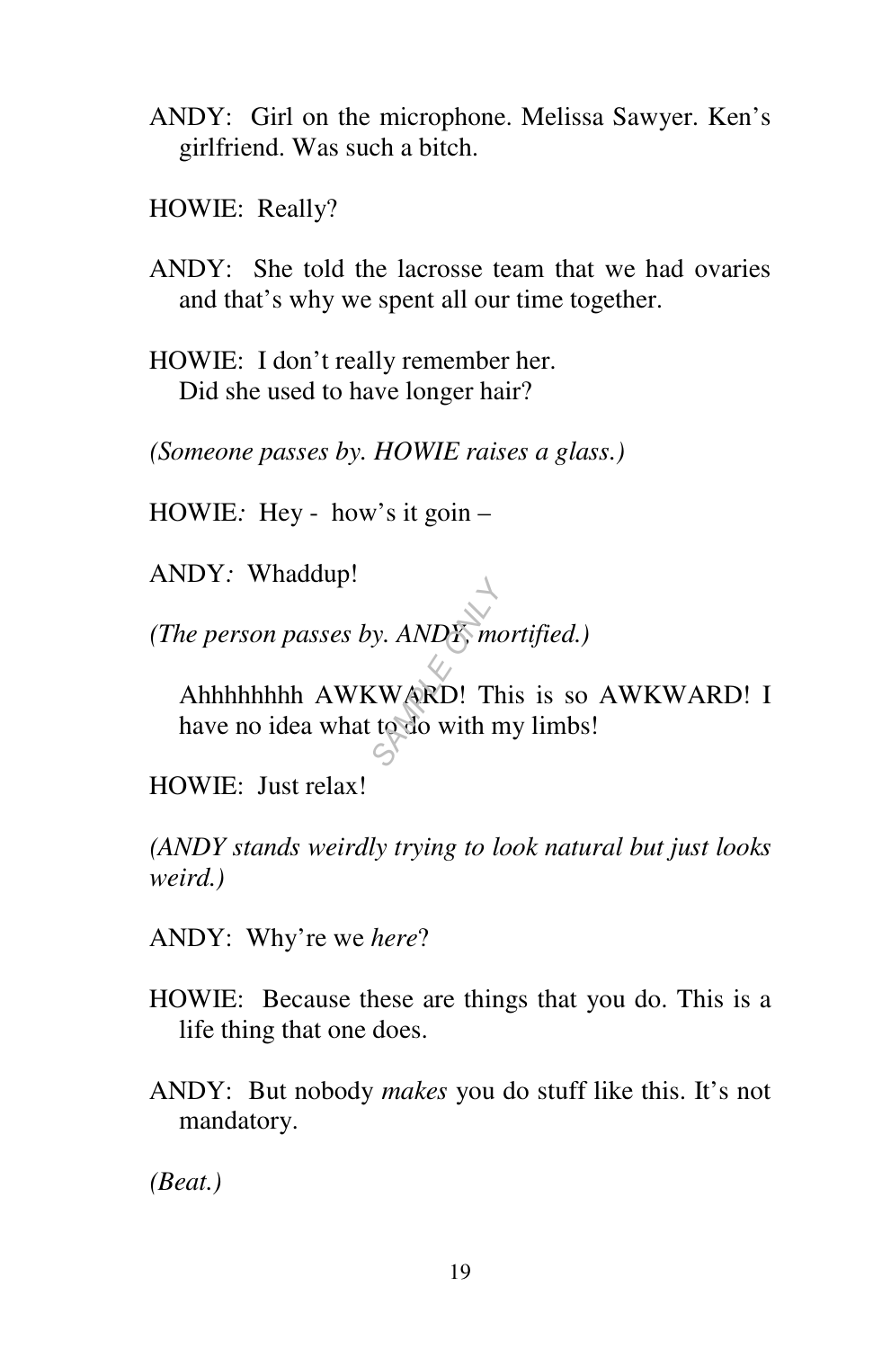ANDY: Girl on the microphone. Melissa Sawyer. Ken's girlfriend. Was such a bitch.

HOWIE: Really?

ANDY: She told the lacrosse team that we had ovaries and that's why we spent all our time together.

HOWIE: I don't really remember her.
Did she used to have longer hair?

*(Someone passes by. HOWIE raises a glass.)*

HOWIE: Hey - how's it goin –

ANDY: Whaddup!

*(The person passes by. ANDY, mortified.)*

Ahhhhhhhh AWKWARD! This is so AWKWARD! I have no idea what to do with my limbs!

HOWIE: Just relax!

*(ANDY stands weirdly trying to look natural but just looks weird.)*

ANDY: Why're we *here*?

HOWIE: Because these are things that you do. This is a life thing that one does.

ANDY: But nobody *makes* you do stuff like this. It's not mandatory.

*(Beat.)*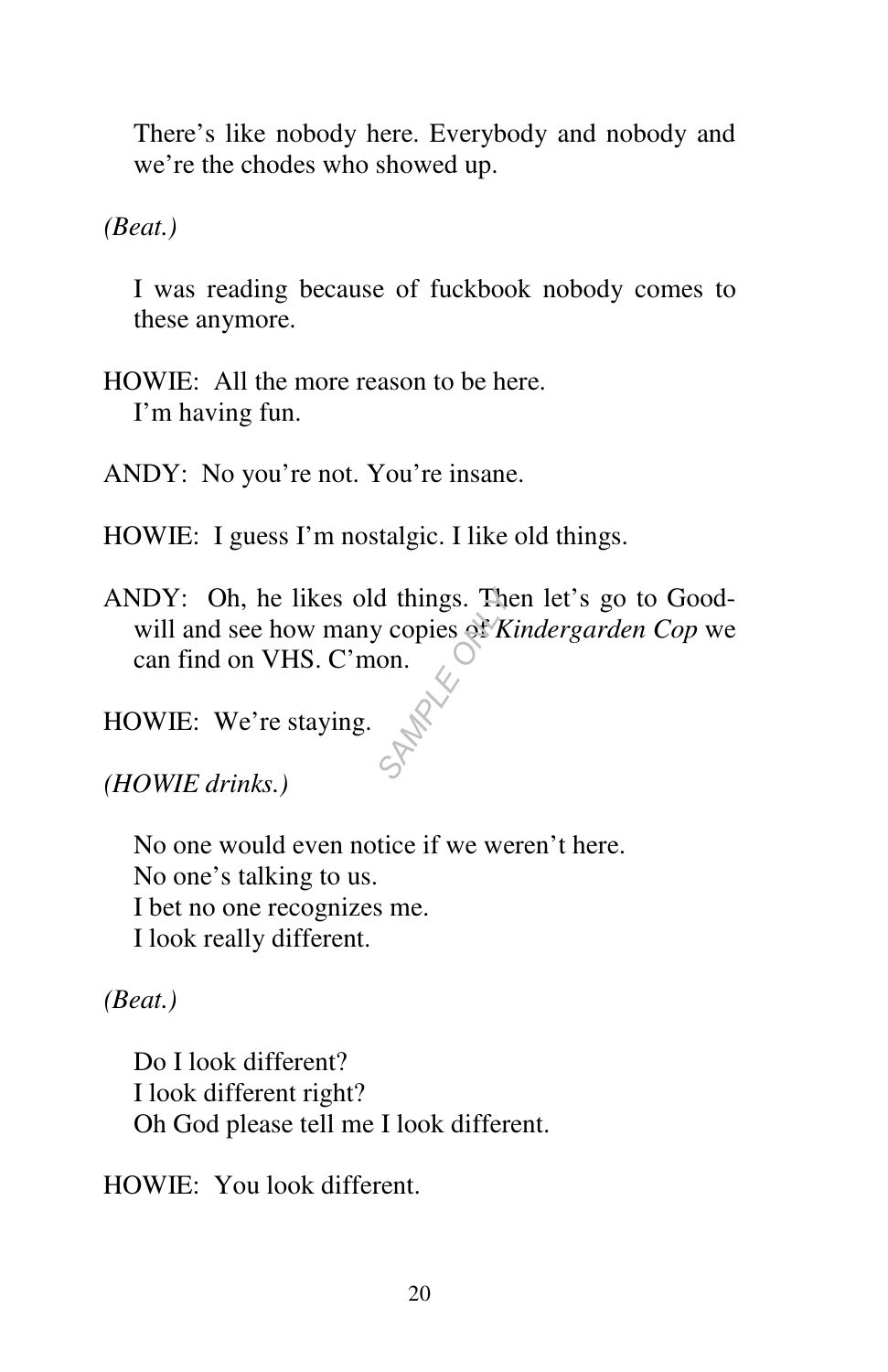There's like nobody here. Everybody and nobody and we're the chodes who showed up.

*(Beat.)*

I was reading because of fuckbook nobody comes to these anymore.

HOWIE: All the more reason to be here.
I'm having fun.

ANDY: No you're not. You're insane.

HOWIE: I guess I'm nostalgic. I like old things.

ANDY: Oh, he likes old things. Then let's go to Goodwill and see how many copies of *Kindergarden Cop* we can find on VHS. C'mon.

HOWIE: We're staying.

*(HOWIE drinks.)*

No one would even notice if we weren't here.
No one's talking to us.
I bet no one recognizes me.
I look really different.

*(Beat.)*

Do I look different?
I look different right?
Oh God please tell me I look different.

HOWIE: You look different.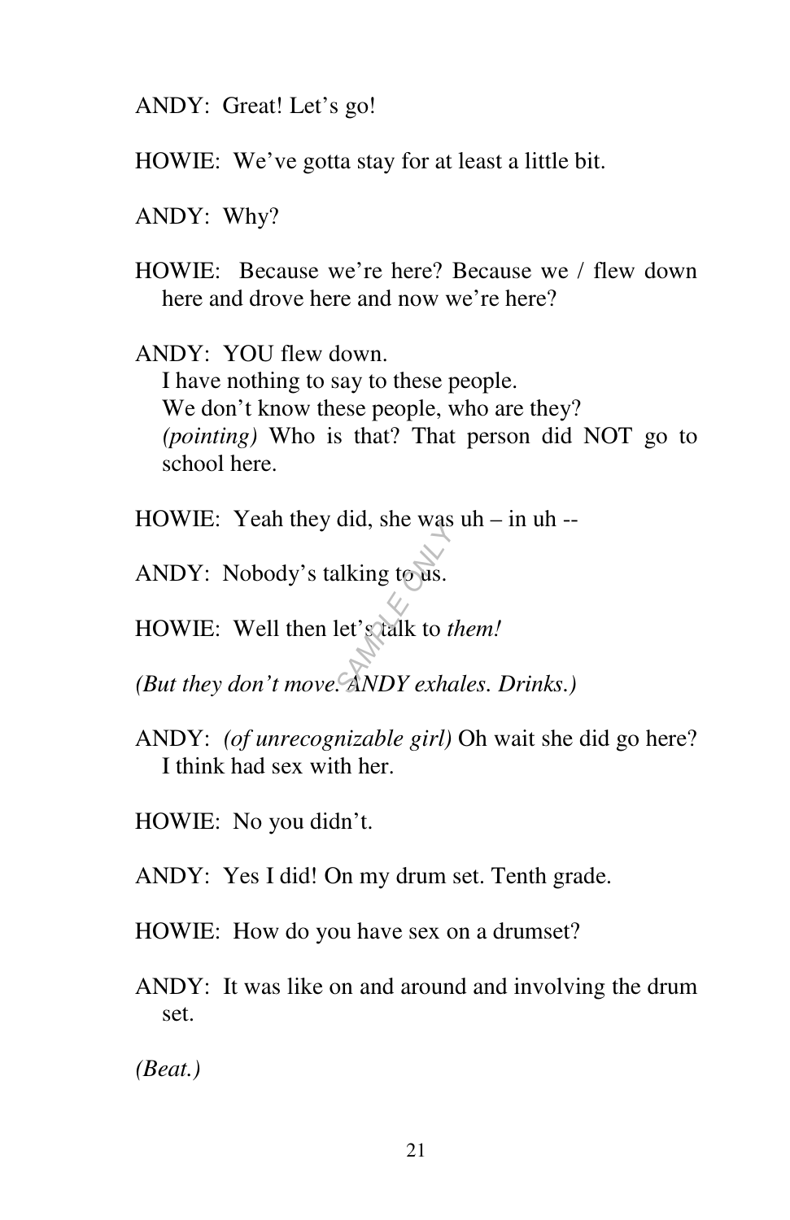ANDY: Great! Let's go!

HOWIE: We've gotta stay for at least a little bit.

ANDY: Why?

HOWIE: Because we're here? Because we / flew down here and drove here and now we're here?

ANDY: YOU flew down.
I have nothing to say to these people.
We don't know these people, who are they?
*(pointing)* Who is that? That person did NOT go to school here.

HOWIE: Yeah they did, she was uh – in uh --

ANDY: Nobody's talking to us.

HOWIE: Well then let's talk to *them!*

*(But they don't move. ANDY exhales. Drinks.)*

ANDY: *(of unrecognizable girl)* Oh wait she did go here? I think had sex with her.

HOWIE: No you didn't.

ANDY: Yes I did! On my drum set. Tenth grade.

HOWIE: How do you have sex on a drumset?

ANDY: It was like on and around and involving the drum set.

*(Beat.)*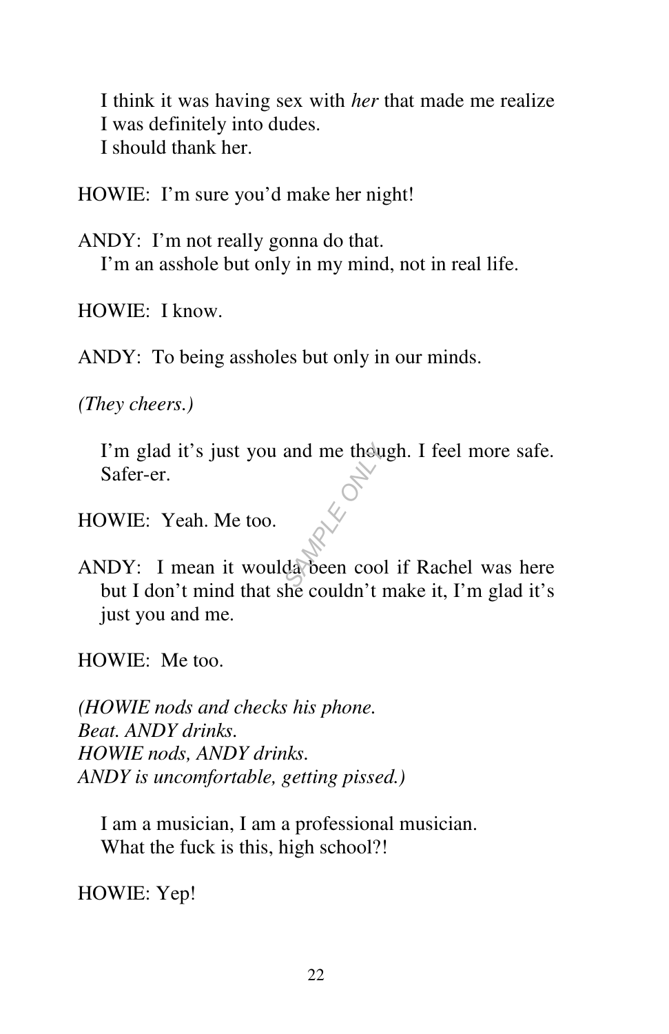I think it was having sex with *her* that made me realize
I was definitely into dudes.
I should thank her.

HOWIE: I'm sure you'd make her night!

ANDY: I'm not really gonna do that.
I'm an asshole but only in my mind, not in real life.

HOWIE: I know.

ANDY: To being assholes but only in our minds.

*(They cheers.)*

I'm glad it's just you and me though. I feel more safe. Safer-er.

HOWIE: Yeah. Me too.

ANDY: I mean it woulda been cool if Rachel was here but I don't mind that she couldn't make it, I'm glad it's just you and me.

HOWIE: Me too.

*(HOWIE nods and checks his phone.*
*Beat. ANDY drinks.*
*HOWIE nods, ANDY drinks.*
*ANDY is uncomfortable, getting pissed.)*

I am a musician, I am a professional musician.
What the fuck is this, high school?!

HOWIE: Yep!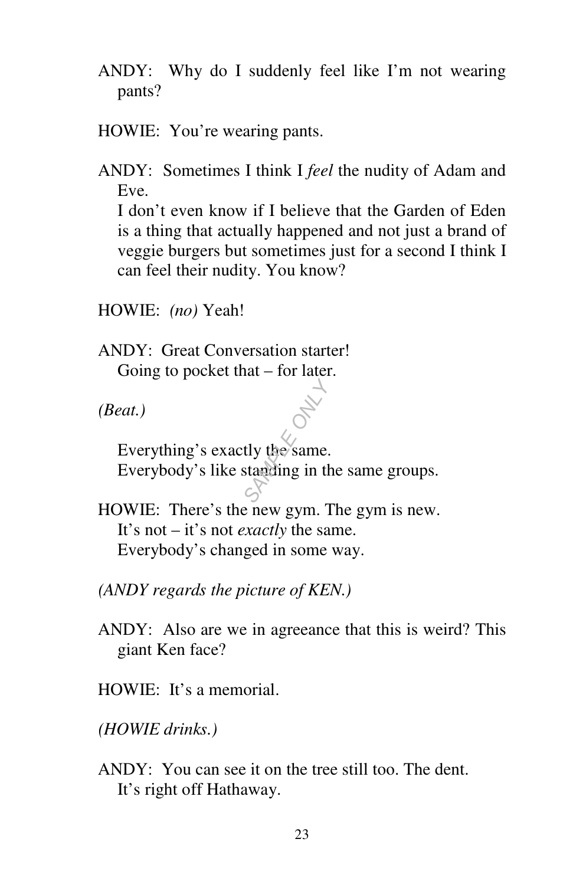ANDY: Why do I suddenly feel like I'm not wearing pants?

HOWIE: You're wearing pants.

ANDY: Sometimes I think I *feel* the nudity of Adam and Eve.
I don't even know if I believe that the Garden of Eden is a thing that actually happened and not just a brand of veggie burgers but sometimes just for a second I think I can feel their nudity. You know?

HOWIE: *(no)* Yeah!

ANDY: Great Conversation starter!
Going to pocket that – for later.

*(Beat.)*

Everything's exactly the same.
Everybody's like standing in the same groups.

HOWIE: There's the new gym. The gym is new.
It's not – it's not *exactly* the same.
Everybody's changed in some way.

*(ANDY regards the picture of KEN.)*

ANDY: Also are we in agreeance that this is weird? This giant Ken face?

HOWIE: It's a memorial.

*(HOWIE drinks.)*

ANDY: You can see it on the tree still too. The dent.
It's right off Hathaway.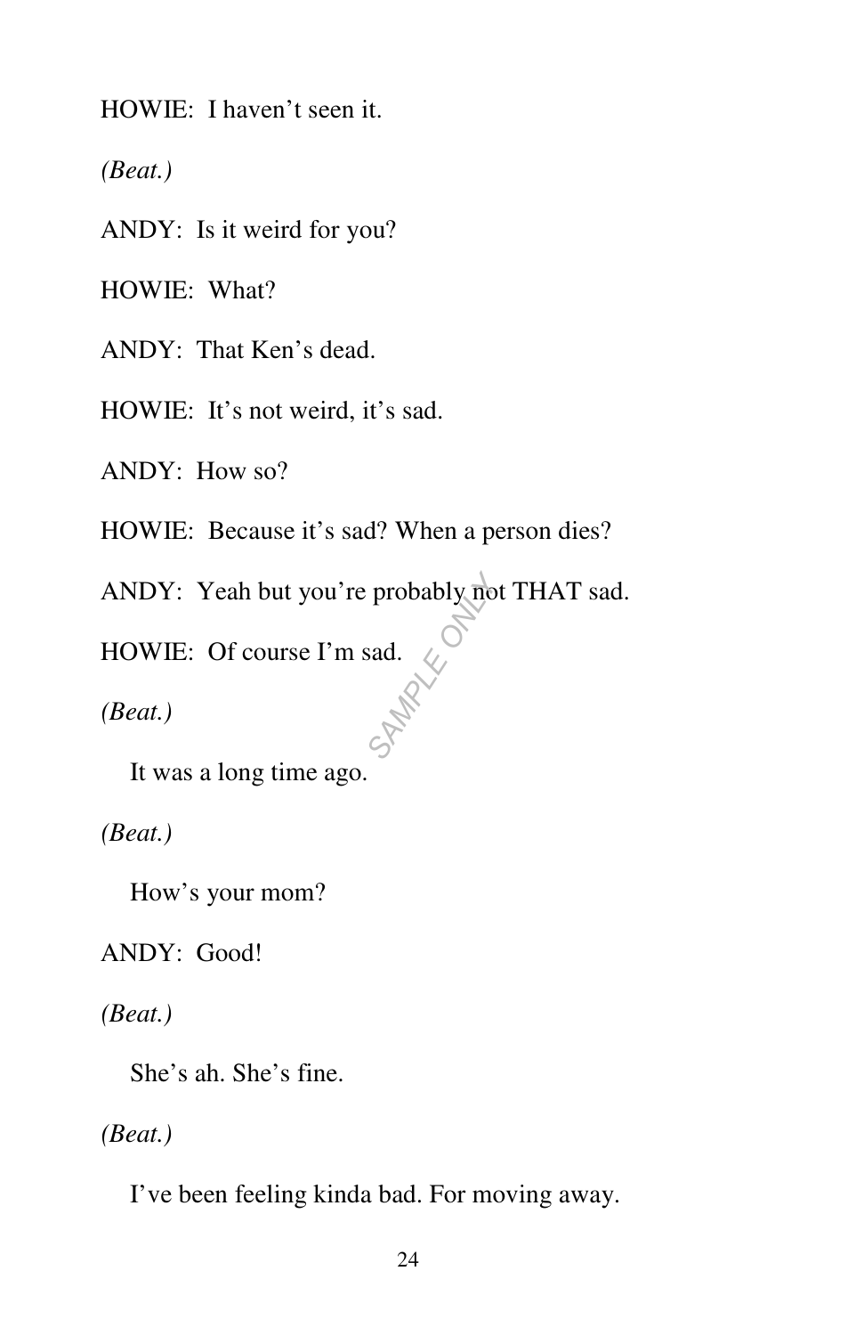HOWIE: I haven't seen it.

*(Beat.)*

ANDY: Is it weird for you?

HOWIE: What?

ANDY: That Ken's dead.

HOWIE: It's not weird, it's sad.

ANDY: How so?

HOWIE: Because it's sad? When a person dies?

ANDY: Yeah but you're probably not THAT sad.

HOWIE: Of course I'm sad.

*(Beat.)*

It was a long time ago.

*(Beat.)*

How's your mom?

ANDY: Good!

*(Beat.)*

She's ah. She's fine.

*(Beat.)*

I've been feeling kinda bad. For moving away.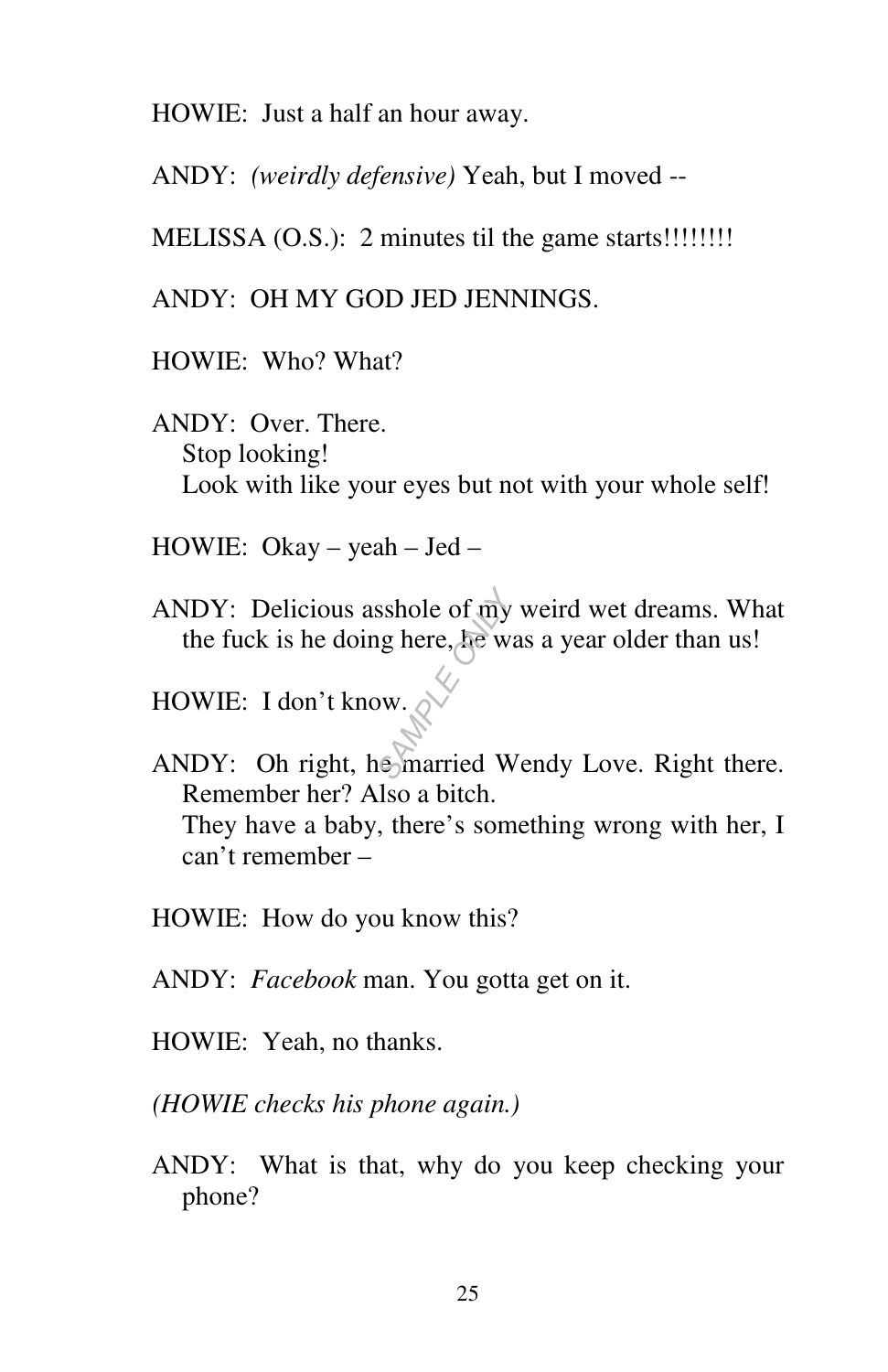HOWIE: Just a half an hour away.

ANDY: *(weirdly defensive)* Yeah, but I moved --

MELISSA (O.S.): 2 minutes til the game starts!!!!!!!!

ANDY: OH MY GOD JED JENNINGS.

HOWIE: Who? What?

ANDY: Over. There.
Stop looking!
Look with like your eyes but not with your whole self!

HOWIE: Okay – yeah – Jed –

ANDY: Delicious asshole of my weird wet dreams. What the fuck is he doing here, he was a year older than us!

HOWIE: I don't know.

ANDY: Oh right, he married Wendy Love. Right there. Remember her? Also a bitch.
They have a baby, there's something wrong with her, I can't remember –

HOWIE: How do you know this?

ANDY: *Facebook* man. You gotta get on it.

HOWIE: Yeah, no thanks.

*(HOWIE checks his phone again.)*

ANDY: What is that, why do you keep checking your phone?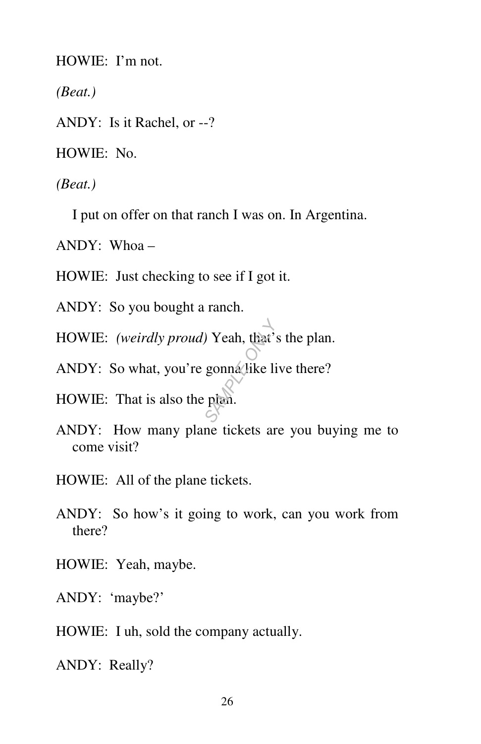HOWIE: I'm not.

*(Beat.)*

ANDY: Is it Rachel, or --?

HOWIE: No.

*(Beat.)*

I put on offer on that ranch I was on. In Argentina.

ANDY: Whoa –

HOWIE: Just checking to see if I got it.

ANDY: So you bought a ranch.

HOWIE: *(weirdly proud)* Yeah, that's the plan.

ANDY: So what, you're gonna like live there?

HOWIE: That is also the plan.

ANDY: How many plane tickets are you buying me to come visit?

HOWIE: All of the plane tickets.

ANDY: So how's it going to work, can you work from there?

HOWIE: Yeah, maybe.

ANDY: 'maybe?'

HOWIE: I uh, sold the company actually.

ANDY: Really?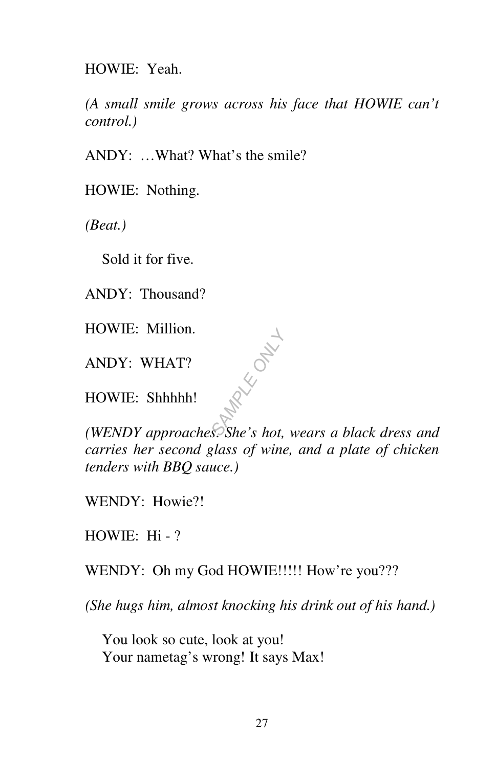HOWIE: Yeah.

*(A small smile grows across his face that HOWIE can't control.)*

ANDY: …What? What's the smile?

HOWIE: Nothing.

*(Beat.)*

Sold it for five.

ANDY: Thousand?

HOWIE: Million.

ANDY: WHAT?

HOWIE: Shhhhh!

*(WENDY approaches. She's hot, wears a black dress and carries her second glass of wine, and a plate of chicken tenders with BBQ sauce.)*

WENDY: Howie?!

HOWIE: Hi - ?

WENDY: Oh my God HOWIE!!!!! How're you???

*(She hugs him, almost knocking his drink out of his hand.)*

You look so cute, look at you!
Your nametag's wrong! It says Max!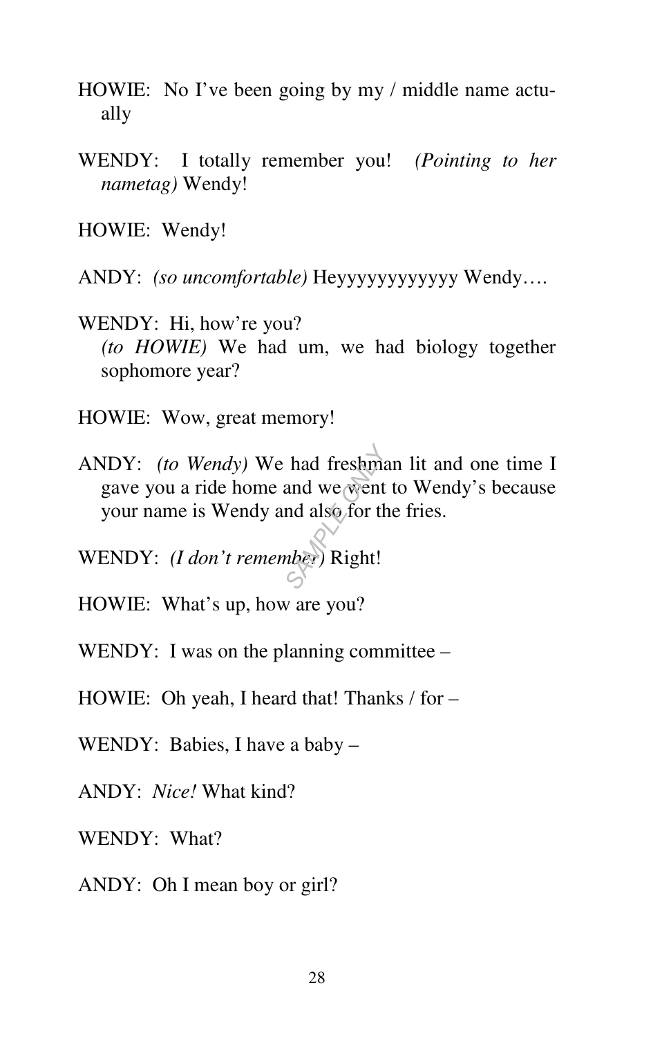HOWIE:  No I've been going by my / middle name actually

WENDY:  I totally remember you!  *(Pointing to her nametag)* Wendy!

HOWIE:  Wendy!

ANDY:  *(so uncomfortable)* Heyyyyyyyyyyyy Wendy….

WENDY:  Hi, how're you?
*(to HOWIE)* We had um, we had biology together sophomore year?

HOWIE:  Wow, great memory!

ANDY:  *(to Wendy)* We had freshman lit and one time I gave you a ride home and we went to Wendy's because your name is Wendy and also for the fries.

WENDY:  *(I don't remember)* Right!

HOWIE:  What's up, how are you?

WENDY:  I was on the planning committee –

HOWIE:  Oh yeah, I heard that! Thanks / for –

WENDY:  Babies, I have a baby –

ANDY:  *Nice!* What kind?

WENDY:  What?

ANDY:  Oh I mean boy or girl?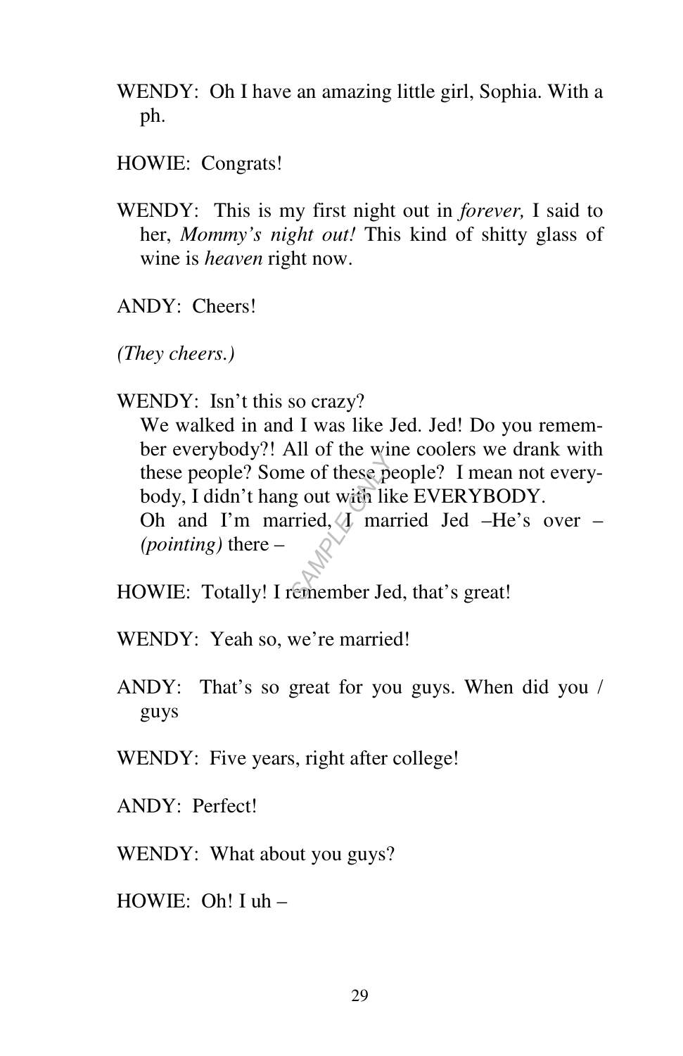WENDY: Oh I have an amazing little girl, Sophia. With a ph.

HOWIE: Congrats!

WENDY: This is my first night out in *forever,* I said to her, *Mommy's night out!* This kind of shitty glass of wine is *heaven* right now.

ANDY: Cheers!

*(They cheers.)*

WENDY: Isn't this so crazy?
We walked in and I was like Jed. Jed! Do you remember everybody?! All of the wine coolers we drank with these people? Some of these people? I mean not everybody, I didn't hang out with like EVERYBODY.
Oh and I'm married, I married Jed –He's over – *(pointing)* there –

HOWIE: Totally! I remember Jed, that's great!

WENDY: Yeah so, we're married!

ANDY: That's so great for you guys. When did you / guys

WENDY: Five years, right after college!

ANDY: Perfect!

WENDY: What about you guys?

HOWIE: Oh! I uh –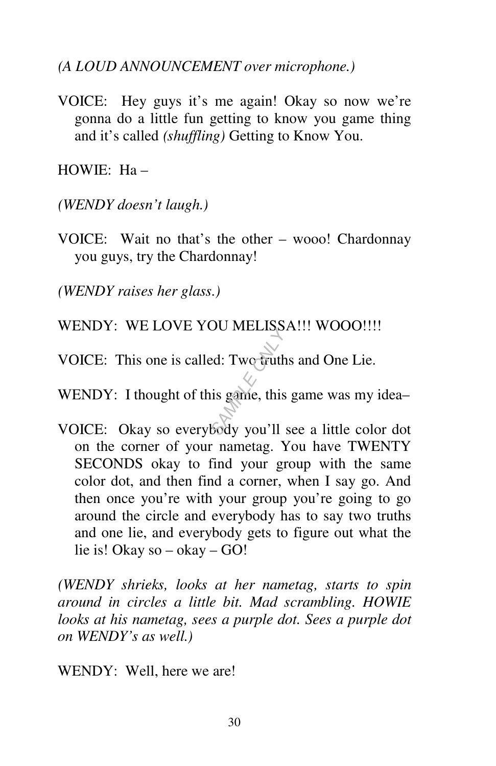*(A LOUD ANNOUNCEMENT over microphone.)*

VOICE: Hey guys it's me again! Okay so now we're gonna do a little fun getting to know you game thing and it's called *(shuffling)* Getting to Know You.

HOWIE: Ha –

*(WENDY doesn't laugh.)*

VOICE: Wait no that's the other – wooo! Chardonnay you guys, try the Chardonnay!

*(WENDY raises her glass.)*

WENDY: WE LOVE YOU MELISSA!!! WOOO!!!!

VOICE: This one is called: Two truths and One Lie.

WENDY: I thought of this game, this game was my idea–

VOICE: Okay so everybody you'll see a little color dot on the corner of your nametag. You have TWENTY SECONDS okay to find your group with the same color dot, and then find a corner, when I say go. And then once you're with your group you're going to go around the circle and everybody has to say two truths and one lie, and everybody gets to figure out what the lie is! Okay so – okay – GO!

*(WENDY shrieks, looks at her nametag, starts to spin around in circles a little bit. Mad scrambling. HOWIE looks at his nametag, sees a purple dot. Sees a purple dot on WENDY's as well.)*

WENDY: Well, here we are!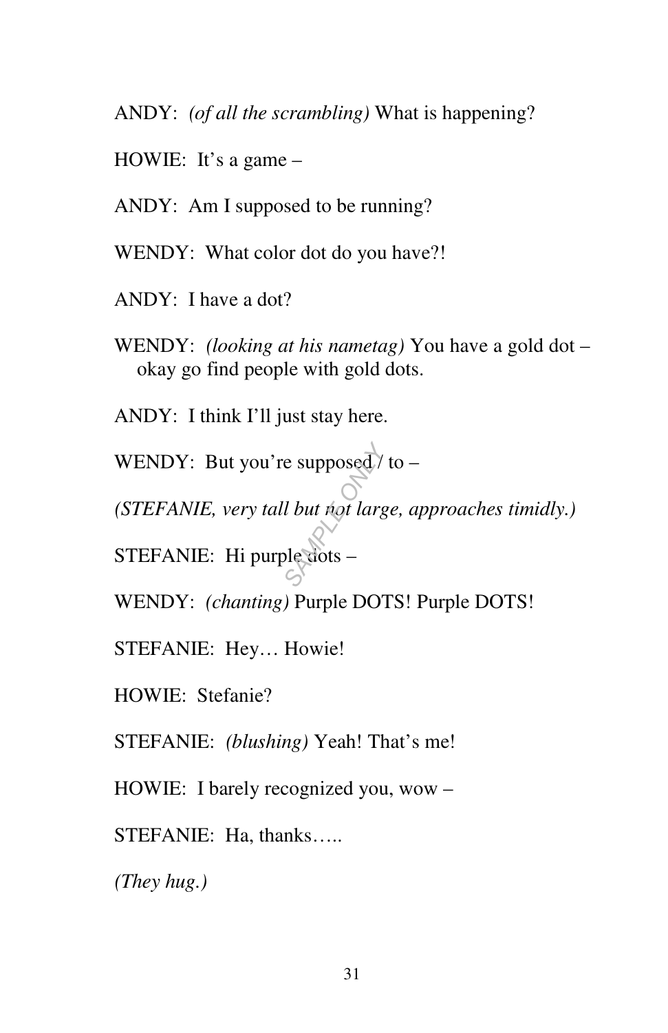ANDY: *(of all the scrambling)* What is happening?

HOWIE: It's a game –

ANDY: Am I supposed to be running?

WENDY: What color dot do you have?!

ANDY: I have a dot?

WENDY: *(looking at his nametag)* You have a gold dot – okay go find people with gold dots.

ANDY: I think I'll just stay here.

WENDY: But you're supposed / to –

*(STEFANIE, very tall but not large, approaches timidly.)*

STEFANIE: Hi purple dots –

WENDY: *(chanting)* Purple DOTS! Purple DOTS!

STEFANIE: Hey… Howie!

HOWIE: Stefanie?

STEFANIE: *(blushing)* Yeah! That's me!

HOWIE: I barely recognized you, wow –

STEFANIE: Ha, thanks…..

*(They hug.)*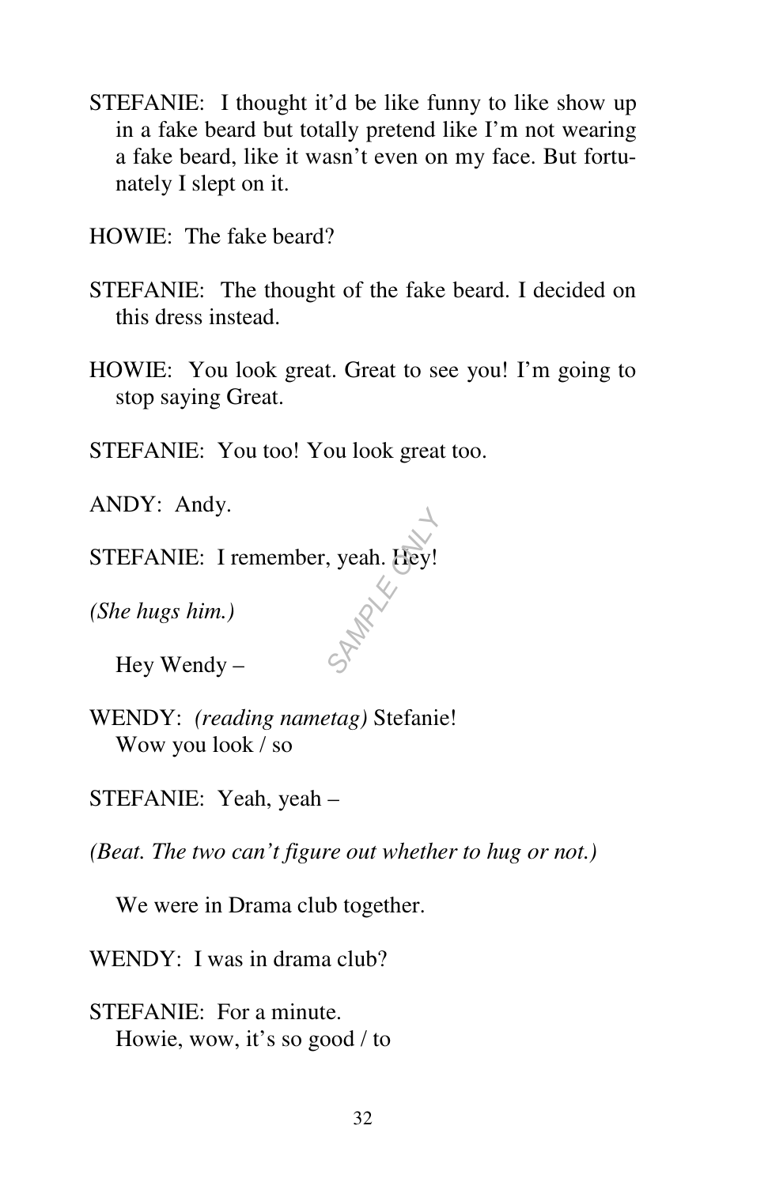STEFANIE: I thought it'd be like funny to like show up in a fake beard but totally pretend like I'm not wearing a fake beard, like it wasn't even on my face. But fortunately I slept on it.

HOWIE: The fake beard?

STEFANIE: The thought of the fake beard. I decided on this dress instead.

HOWIE: You look great. Great to see you! I'm going to stop saying Great.

STEFANIE: You too! You look great too.

ANDY: Andy.

STEFANIE: I remember, yeah. Hey!

*(She hugs him.)*

Hey Wendy –

WENDY: *(reading nametag)* Stefanie!
Wow you look / so

STEFANIE: Yeah, yeah –

*(Beat. The two can't figure out whether to hug or not.)*

We were in Drama club together.

WENDY: I was in drama club?

STEFANIE: For a minute.
Howie, wow, it's so good / to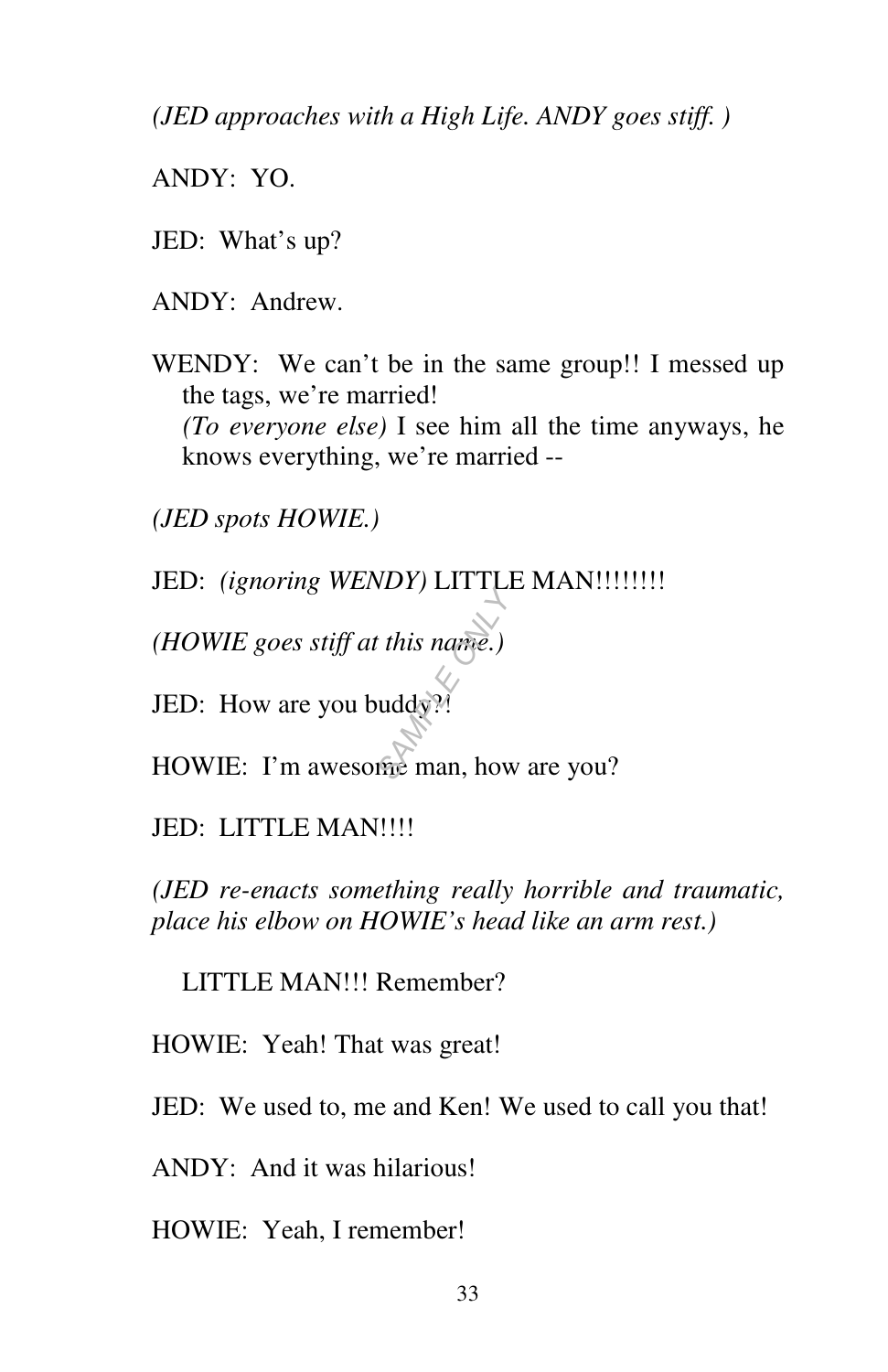*(JED approaches with a High Life. ANDY goes stiff. )*

ANDY: YO.

JED: What's up?

ANDY: Andrew.

WENDY: We can't be in the same group!! I messed up the tags, we're married!
*(To everyone else)* I see him all the time anyways, he knows everything, we're married --

*(JED spots HOWIE.)*

JED: *(ignoring WENDY)* LITTLE MAN!!!!!!!!

*(HOWIE goes stiff at this name.)*

JED: How are you buddy?!

HOWIE: I'm awesome man, how are you?

JED: LITTLE MAN!!!!

*(JED re-enacts something really horrible and traumatic, place his elbow on HOWIE's head like an arm rest.)*

LITTLE MAN!!! Remember?

HOWIE: Yeah! That was great!

JED: We used to, me and Ken! We used to call you that!

ANDY: And it was hilarious!

HOWIE: Yeah, I remember!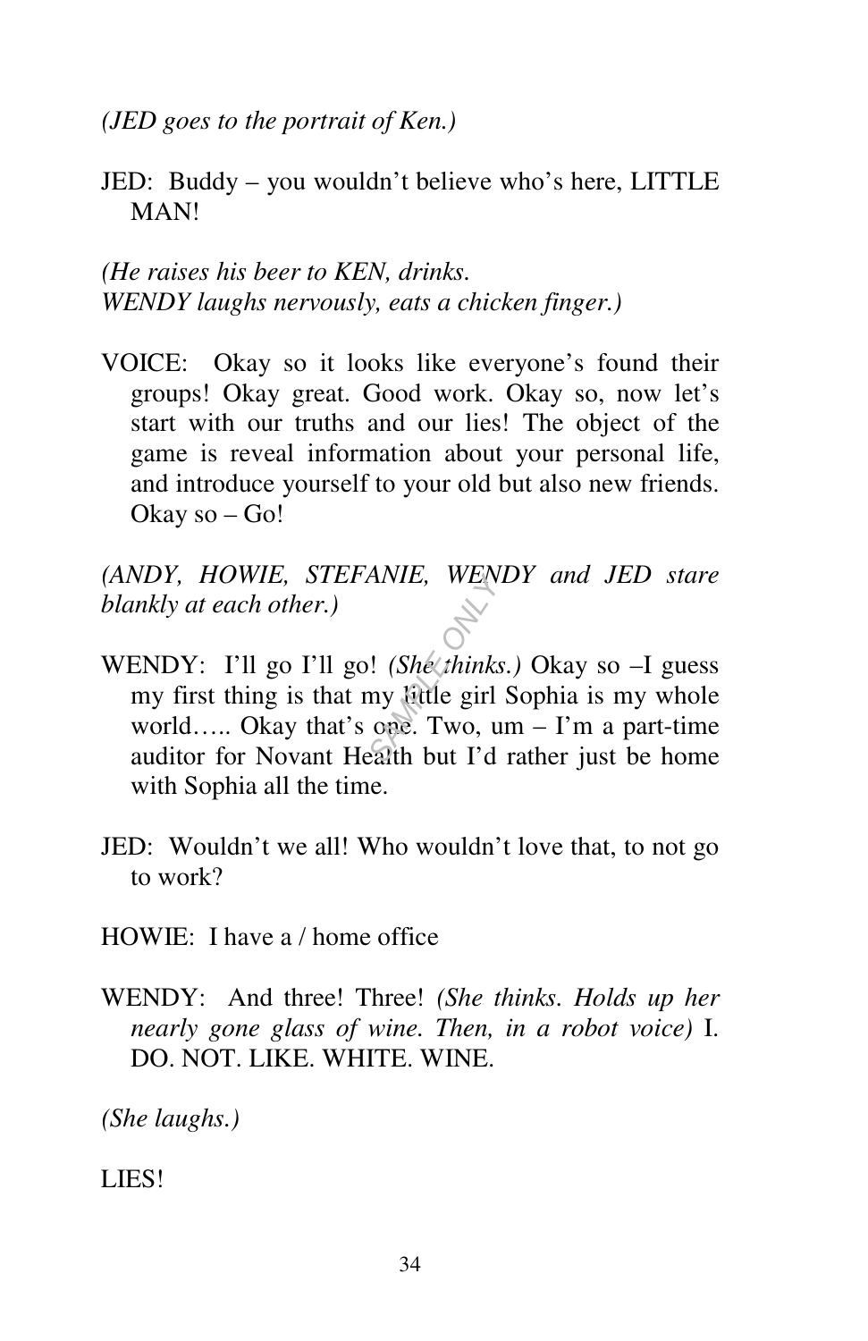*(JED goes to the portrait of Ken.)*

JED: Buddy – you wouldn't believe who's here, LITTLE MAN!

*(He raises his beer to KEN, drinks.*
*WENDY laughs nervously, eats a chicken finger.)*

VOICE: Okay so it looks like everyone's found their groups! Okay great. Good work. Okay so, now let's start with our truths and our lies! The object of the game is reveal information about your personal life, and introduce yourself to your old but also new friends. Okay so – Go!

*(ANDY, HOWIE, STEFANIE, WENDY and JED stare blankly at each other.)*

WENDY: I'll go I'll go! *(She thinks.)* Okay so –I guess my first thing is that my little girl Sophia is my whole world….. Okay that's one. Two, um – I'm a part-time auditor for Novant Health but I'd rather just be home with Sophia all the time.

JED: Wouldn't we all! Who wouldn't love that, to not go to work?

HOWIE: I have a / home office

WENDY: And three! Three! *(She thinks. Holds up her nearly gone glass of wine. Then, in a robot voice)* I. DO. NOT. LIKE. WHITE. WINE.

*(She laughs.)*

LIES!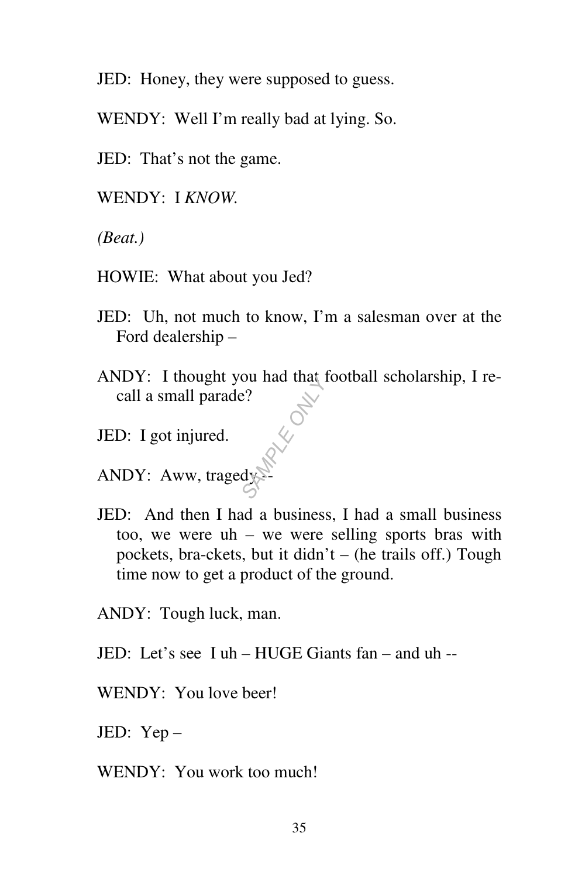JED: Honey, they were supposed to guess.

WENDY: Well I'm really bad at lying. So.

JED: That's not the game.

WENDY: I *KNOW.*

*(Beat.)*

HOWIE: What about you Jed?

JED: Uh, not much to know, I'm a salesman over at the Ford dealership –

ANDY: I thought you had that football scholarship, I recall a small parade?

JED: I got injured.

ANDY: Aww, tragedy --

JED: And then I had a business, I had a small business too, we were uh – we were selling sports bras with pockets, bra-ckets, but it didn't – (he trails off.) Tough time now to get a product of the ground.

ANDY: Tough luck, man.

JED: Let's see I uh – HUGE Giants fan – and uh --

WENDY: You love beer!

JED: Yep –

WENDY: You work too much!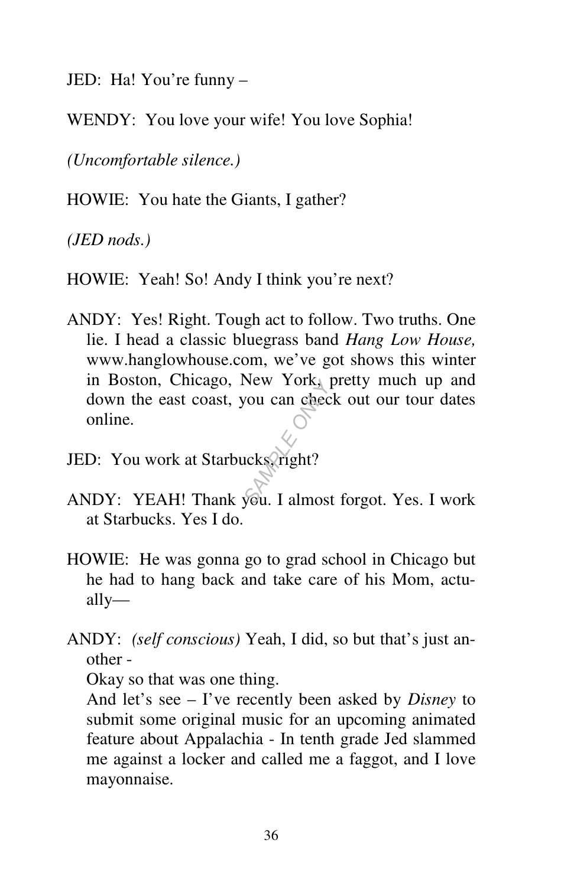JED: Ha! You're funny –

WENDY: You love your wife! You love Sophia!

*(Uncomfortable silence.)*

HOWIE: You hate the Giants, I gather?

*(JED nods.)*

HOWIE: Yeah! So! Andy I think you're next?

ANDY: Yes! Right. Tough act to follow. Two truths. One lie. I head a classic bluegrass band *Hang Low House,* www.hanglowhouse.com, we've got shows this winter in Boston, Chicago, New York, pretty much up and down the east coast, you can check out our tour dates online.

JED: You work at Starbucks, right?

ANDY: YEAH! Thank you. I almost forgot. Yes. I work at Starbucks. Yes I do.

HOWIE: He was gonna go to grad school in Chicago but he had to hang back and take care of his Mom, actually—

ANDY: *(self conscious)* Yeah, I did, so but that's just another -
Okay so that was one thing.
And let's see – I've recently been asked by *Disney* to submit some original music for an upcoming animated feature about Appalachia - In tenth grade Jed slammed me against a locker and called me a faggot, and I love mayonnaise.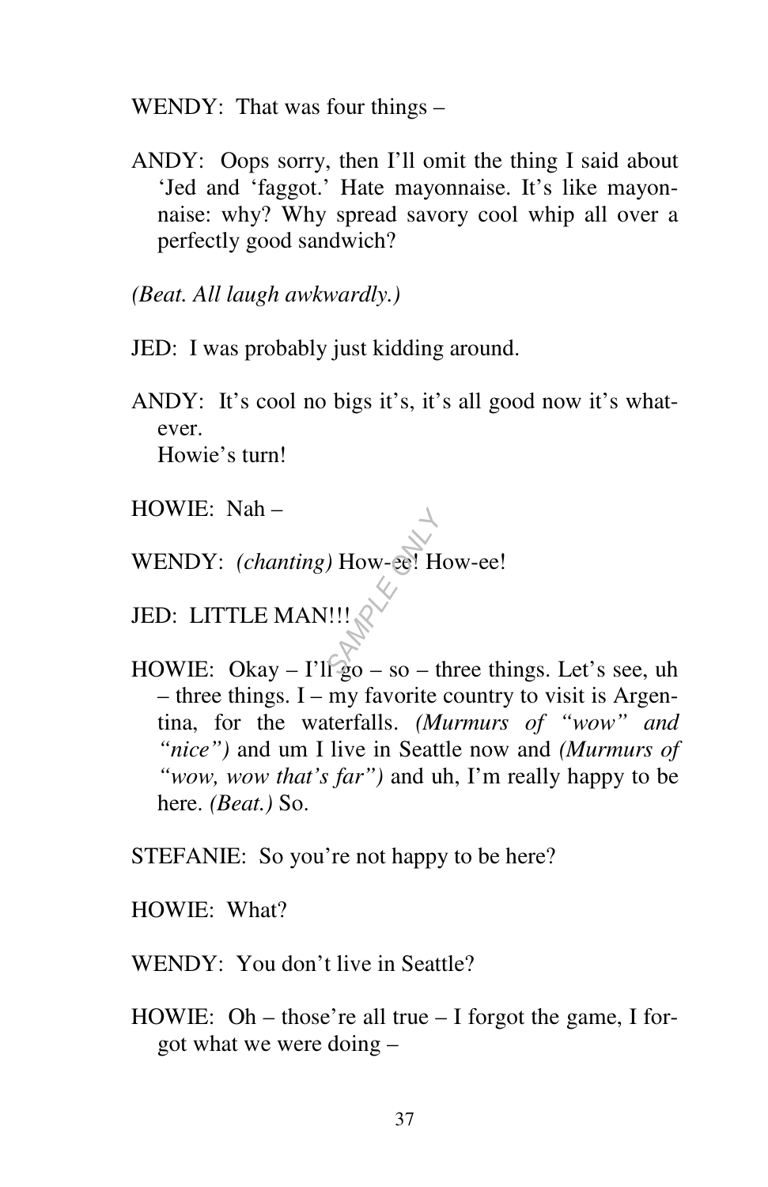WENDY: That was four things –

ANDY: Oops sorry, then I'll omit the thing I said about 'Jed and 'faggot.' Hate mayonnaise. It's like mayonnaise: why? Why spread savory cool whip all over a perfectly good sandwich?

*(Beat. All laugh awkwardly.)*

JED: I was probably just kidding around.

ANDY: It's cool no bigs it's, it's all good now it's whatever.
Howie's turn!

HOWIE: Nah –

WENDY: *(chanting)* How-ee! How-ee!

JED: LITTLE MAN!!!

HOWIE: Okay – I'll go – so – three things. Let's see, uh – three things. I – my favorite country to visit is Argentina, for the waterfalls. *(Murmurs of "wow" and "nice")* and um I live in Seattle now and *(Murmurs of "wow, wow that's far")* and uh, I'm really happy to be here. *(Beat.)* So.

STEFANIE: So you're not happy to be here?

HOWIE: What?

WENDY: You don't live in Seattle?

HOWIE: Oh – those're all true – I forgot the game, I forgot what we were doing –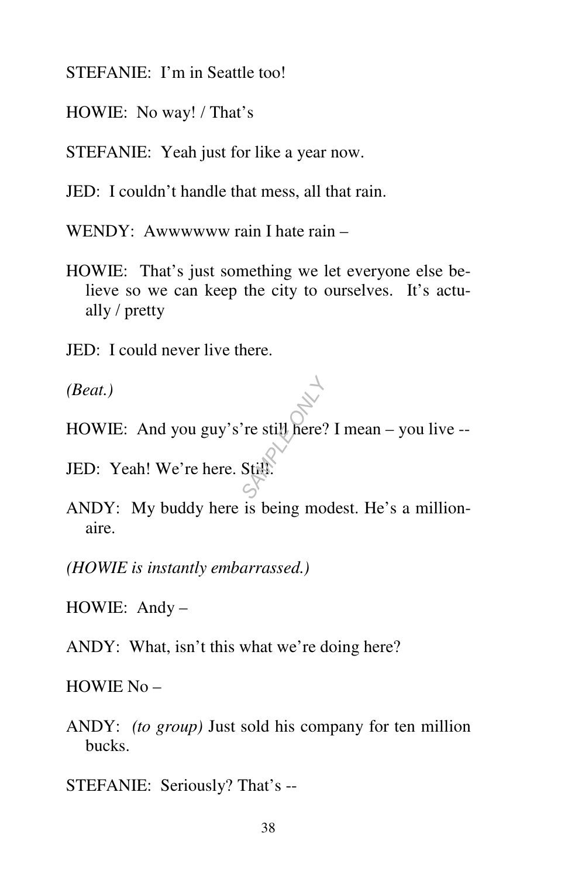STEFANIE: I'm in Seattle too!

HOWIE: No way! / That's

STEFANIE: Yeah just for like a year now.

JED: I couldn't handle that mess, all that rain.

WENDY: Awwwwww rain I hate rain –

HOWIE: That's just something we let everyone else believe so we can keep the city to ourselves. It's actually / pretty

JED: I could never live there.

*(Beat.)*

HOWIE: And you guy's're still here? I mean – you live --

JED: Yeah! We're here. Still.

ANDY: My buddy here is being modest. He's a millionaire.

*(HOWIE is instantly embarrassed.)*

HOWIE: Andy –

ANDY: What, isn't this what we're doing here?

HOWIE No –

ANDY: *(to group)* Just sold his company for ten million bucks.

STEFANIE: Seriously? That's --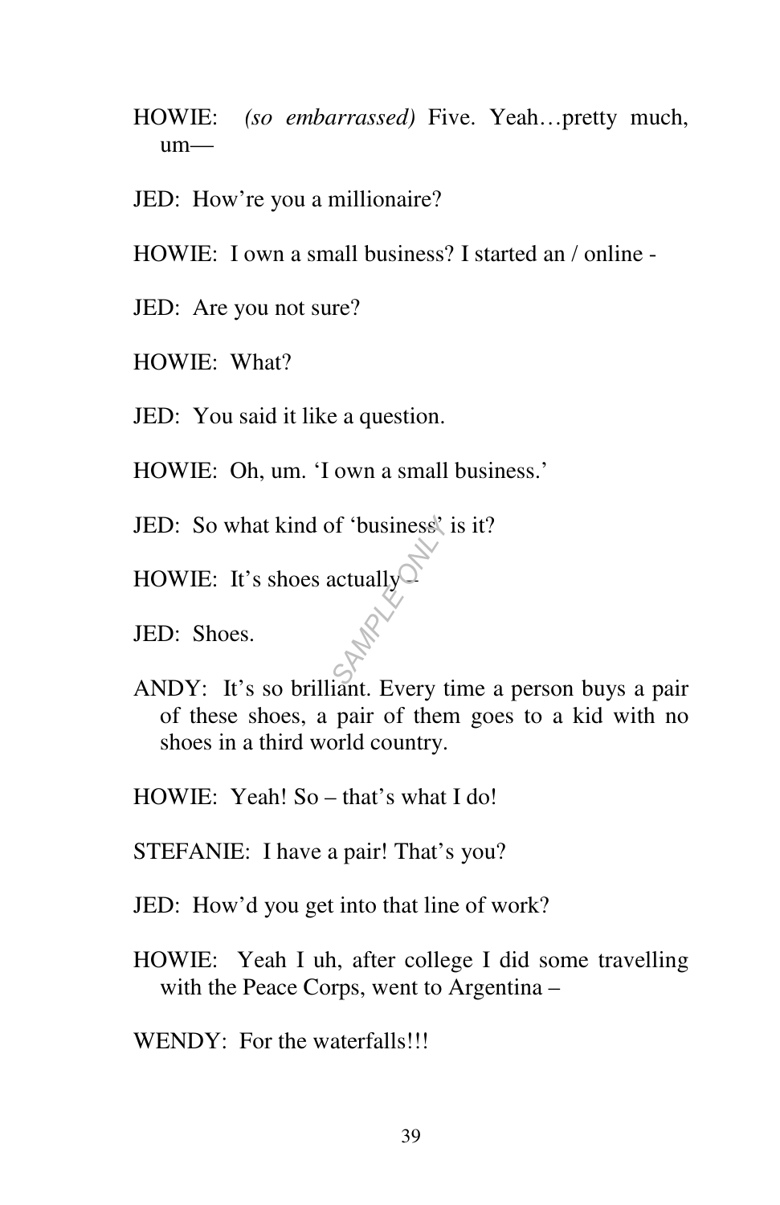HOWIE: *(so embarrassed)* Five. Yeah…pretty much, um—

JED: How're you a millionaire?

HOWIE: I own a small business? I started an / online -

JED: Are you not sure?

HOWIE: What?

JED: You said it like a question.

HOWIE: Oh, um. 'I own a small business.'

JED: So what kind of 'business' is it?

HOWIE: It's shoes actually -

JED: Shoes.

ANDY: It's so brilliant. Every time a person buys a pair of these shoes, a pair of them goes to a kid with no shoes in a third world country.

HOWIE: Yeah! So – that's what I do!

STEFANIE: I have a pair! That's you?

JED: How'd you get into that line of work?

HOWIE: Yeah I uh, after college I did some travelling with the Peace Corps, went to Argentina –

WENDY: For the waterfalls!!!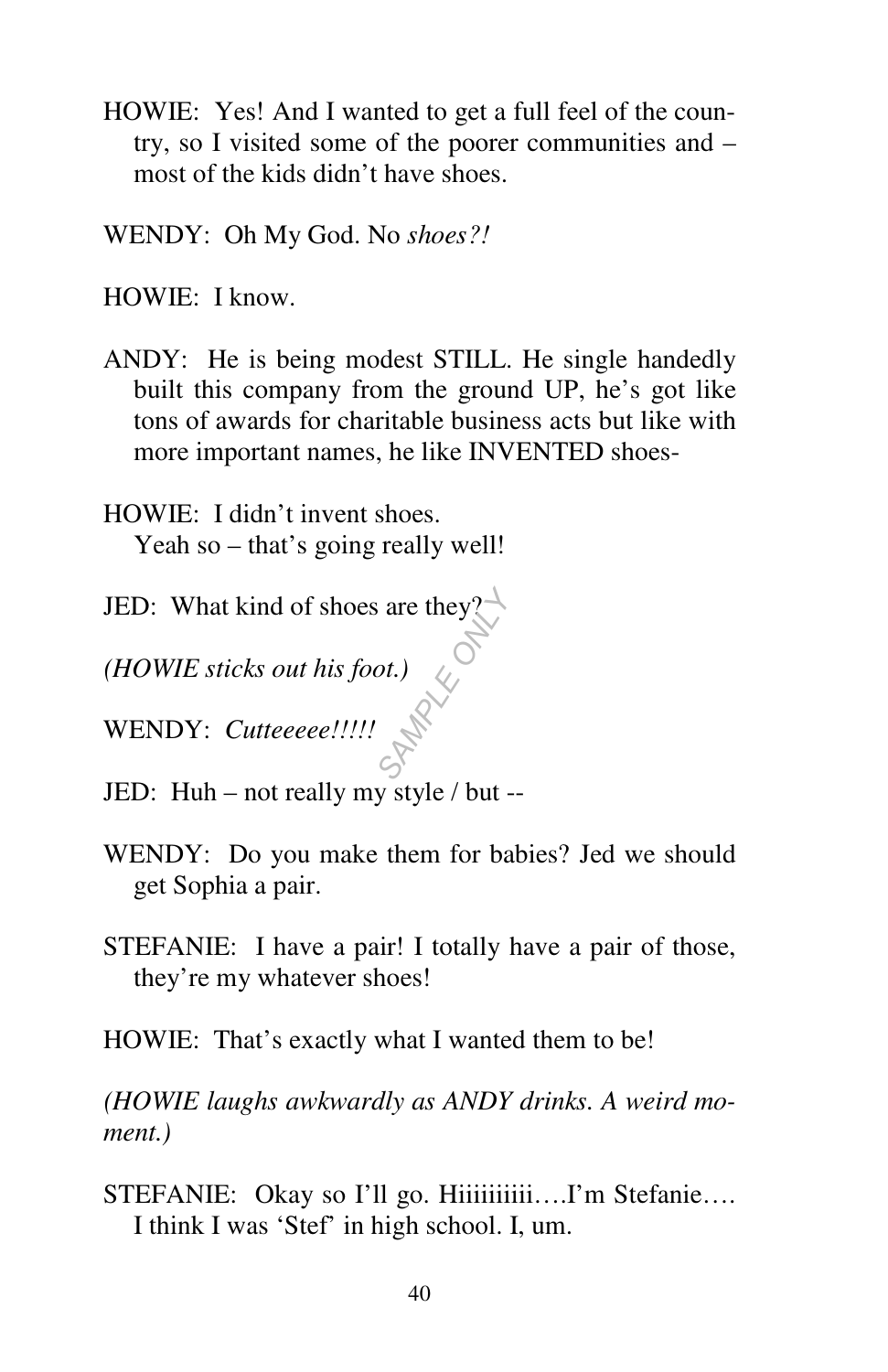HOWIE: Yes! And I wanted to get a full feel of the country, so I visited some of the poorer communities and – most of the kids didn't have shoes.

WENDY: Oh My God. No *shoes?!*

HOWIE: I know.

ANDY: He is being modest STILL. He single handedly built this company from the ground UP, he's got like tons of awards for charitable business acts but like with more important names, he like INVENTED shoes-

HOWIE: I didn't invent shoes.
Yeah so – that's going really well!

JED: What kind of shoes are they?

*(HOWIE sticks out his foot.)*

WENDY: *Cutteeeee!!!!!*

JED: Huh – not really my style / but --

WENDY: Do you make them for babies? Jed we should get Sophia a pair.

STEFANIE: I have a pair! I totally have a pair of those, they're my whatever shoes!

HOWIE: That's exactly what I wanted them to be!

*(HOWIE laughs awkwardly as ANDY drinks. A weird moment.)*

STEFANIE: Okay so I'll go. Hiiiiiiiiii….I'm Stefanie…. I think I was 'Stef' in high school. I, um.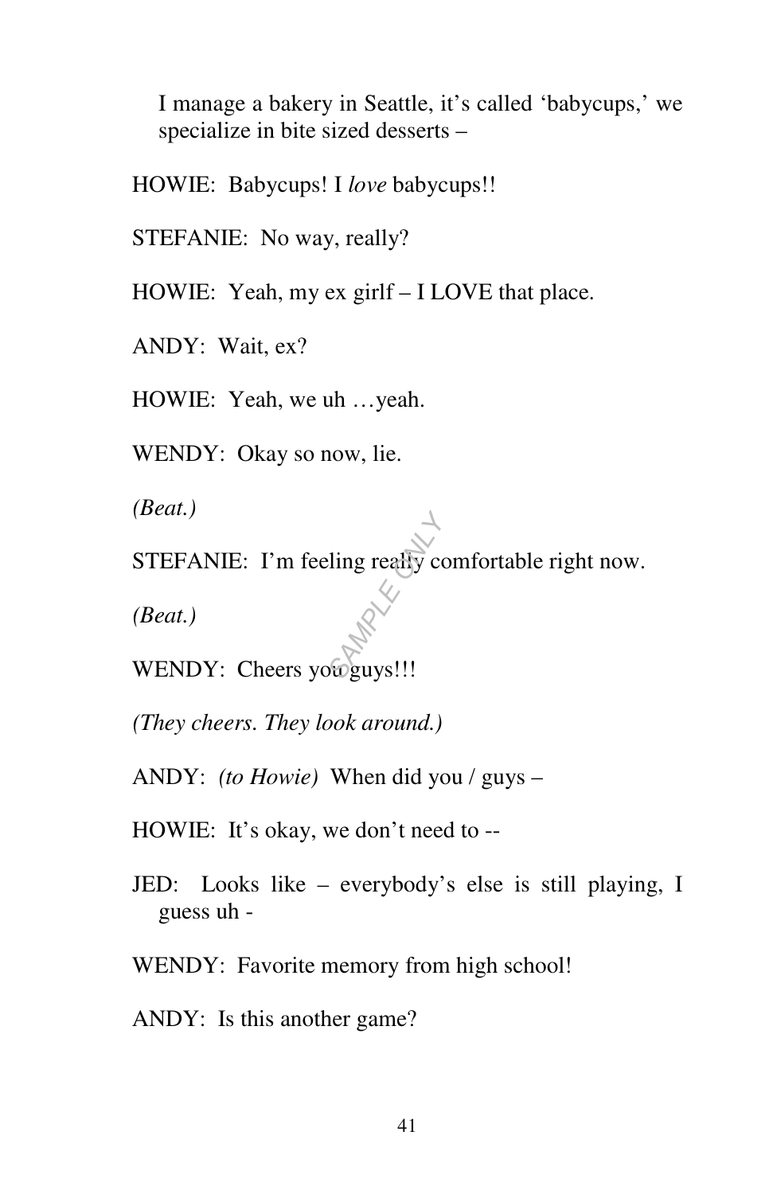I manage a bakery in Seattle, it's called 'babycups,' we specialize in bite sized desserts –

HOWIE: Babycups! I *love* babycups!!

STEFANIE: No way, really?

HOWIE: Yeah, my ex girlf – I LOVE that place.

ANDY: Wait, ex?

HOWIE: Yeah, we uh …yeah.

WENDY: Okay so now, lie.

*(Beat.)*

STEFANIE: I'm feeling really comfortable right now.

*(Beat.)*

WENDY: Cheers you guys!!!

*(They cheers. They look around.)*

ANDY: *(to Howie)* When did you / guys –

HOWIE: It's okay, we don't need to --

JED: Looks like – everybody's else is still playing, I guess uh -

WENDY: Favorite memory from high school!

ANDY: Is this another game?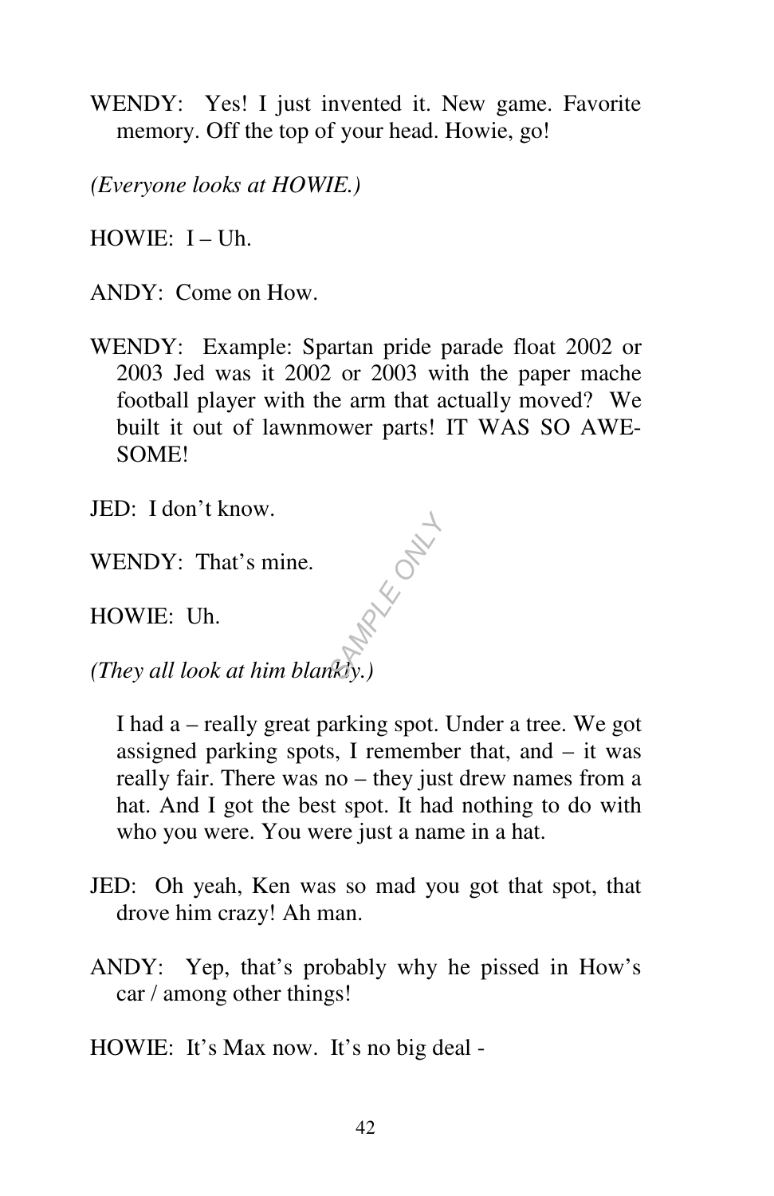WENDY: Yes! I just invented it. New game. Favorite memory. Off the top of your head. Howie, go!

*(Everyone looks at HOWIE.)*

HOWIE: I – Uh.

ANDY: Come on How.

WENDY: Example: Spartan pride parade float 2002 or 2003 Jed was it 2002 or 2003 with the paper mache football player with the arm that actually moved? We built it out of lawnmower parts! IT WAS SO AWESOME!

JED: I don't know.

WENDY: That's mine.

HOWIE: Uh.

*(They all look at him blankly.)*

I had a – really great parking spot. Under a tree. We got assigned parking spots, I remember that, and – it was really fair. There was no – they just drew names from a hat. And I got the best spot. It had nothing to do with who you were. You were just a name in a hat.

JED: Oh yeah, Ken was so mad you got that spot, that drove him crazy! Ah man.

ANDY: Yep, that's probably why he pissed in How's car / among other things!

HOWIE: It's Max now. It's no big deal -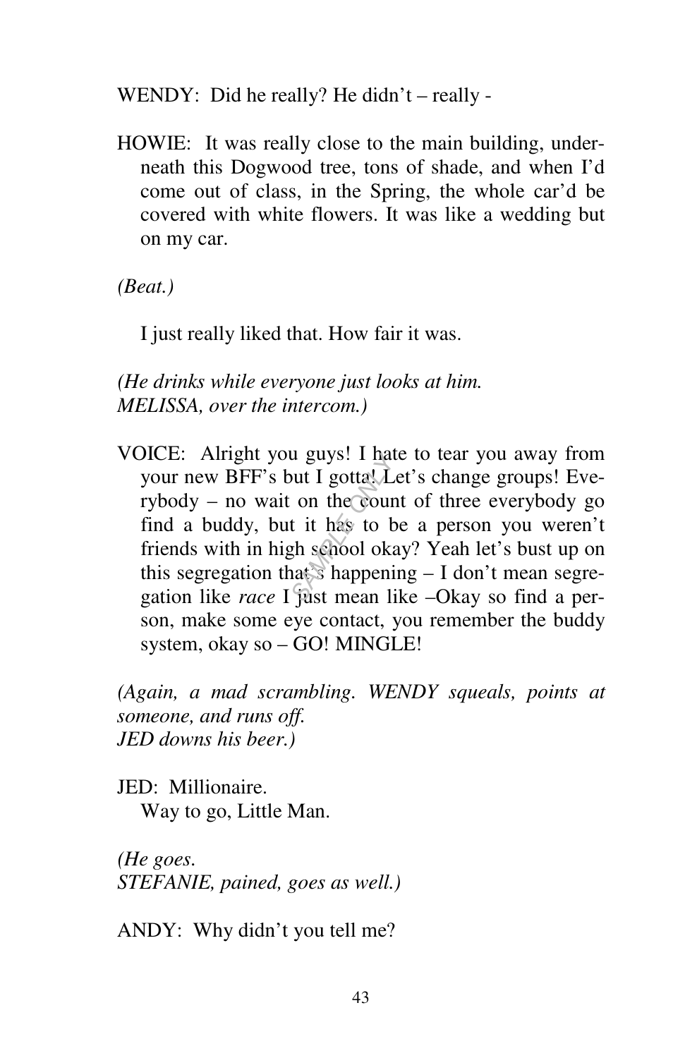WENDY: Did he really? He didn't – really -

HOWIE: It was really close to the main building, underneath this Dogwood tree, tons of shade, and when I'd come out of class, in the Spring, the whole car'd be covered with white flowers. It was like a wedding but on my car.

*(Beat.)*

I just really liked that. How fair it was.

*(He drinks while everyone just looks at him.*
*MELISSA, over the intercom.)*

VOICE: Alright you guys! I hate to tear you away from your new BFF's but I gotta! Let's change groups! Everybody – no wait on the count of three everybody go find a buddy, but it has to be a person you weren't friends with in high school okay? Yeah let's bust up on this segregation that's happening – I don't mean segregation like *race* I just mean like –Okay so find a person, make some eye contact, you remember the buddy system, okay so – GO! MINGLE!

*(Again, a mad scrambling. WENDY squeals, points at someone, and runs off.*
*JED downs his beer.)*

JED: Millionaire.
Way to go, Little Man.

*(He goes.*
*STEFANIE, pained, goes as well.)*

ANDY: Why didn't you tell me?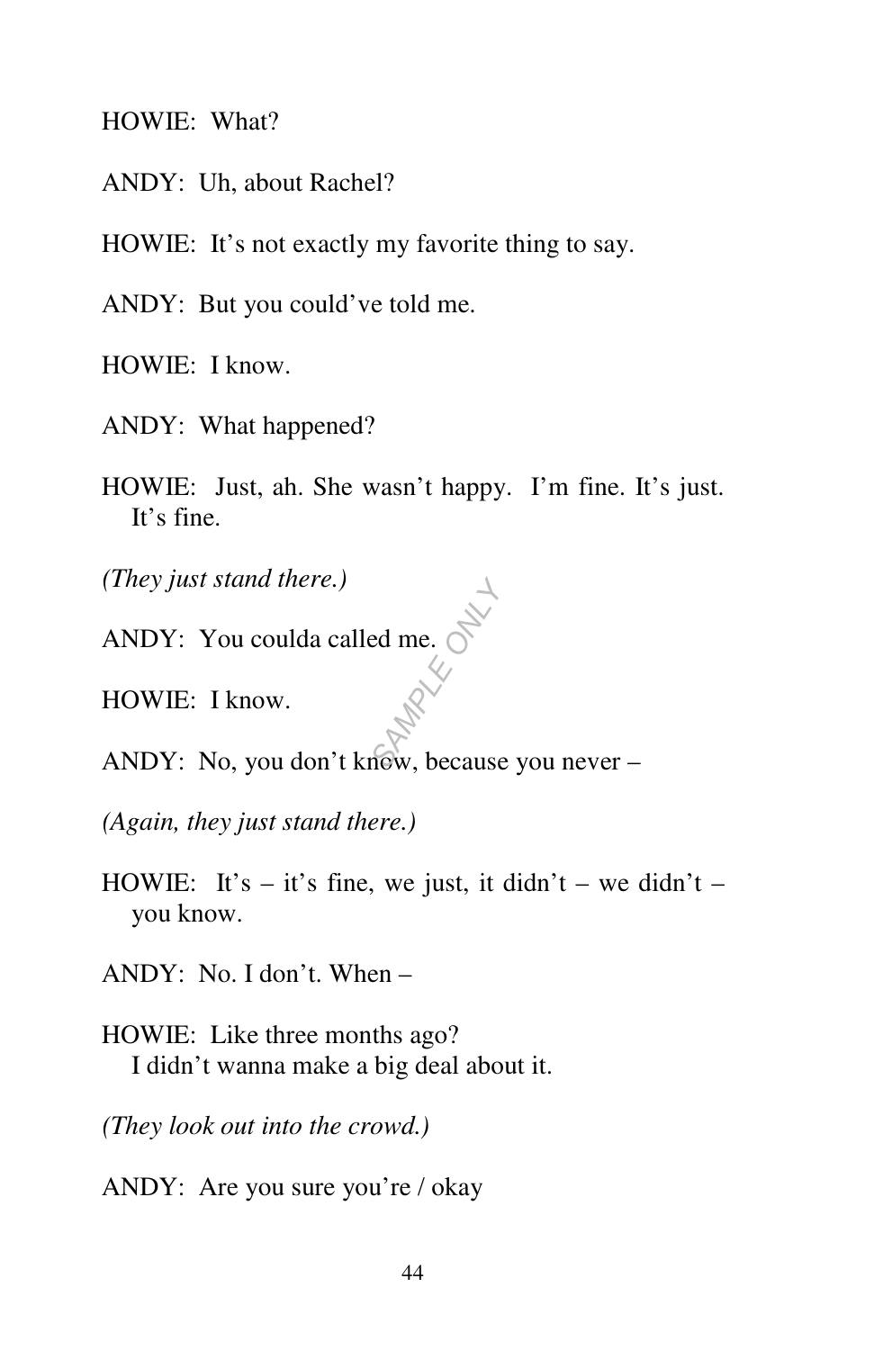HOWIE: What?

ANDY: Uh, about Rachel?

HOWIE: It's not exactly my favorite thing to say.

ANDY: But you could've told me.

HOWIE: I know.

ANDY: What happened?

HOWIE: Just, ah. She wasn't happy. I'm fine. It's just. It's fine.

*(They just stand there.)*

ANDY: You coulda called me.

HOWIE: I know.

ANDY: No, you don't know, because you never –

*(Again, they just stand there.)*

HOWIE: It's – it's fine, we just, it didn't – we didn't – you know.

ANDY: No. I don't. When –

HOWIE: Like three months ago?
I didn't wanna make a big deal about it.

*(They look out into the crowd.)*

ANDY: Are you sure you're / okay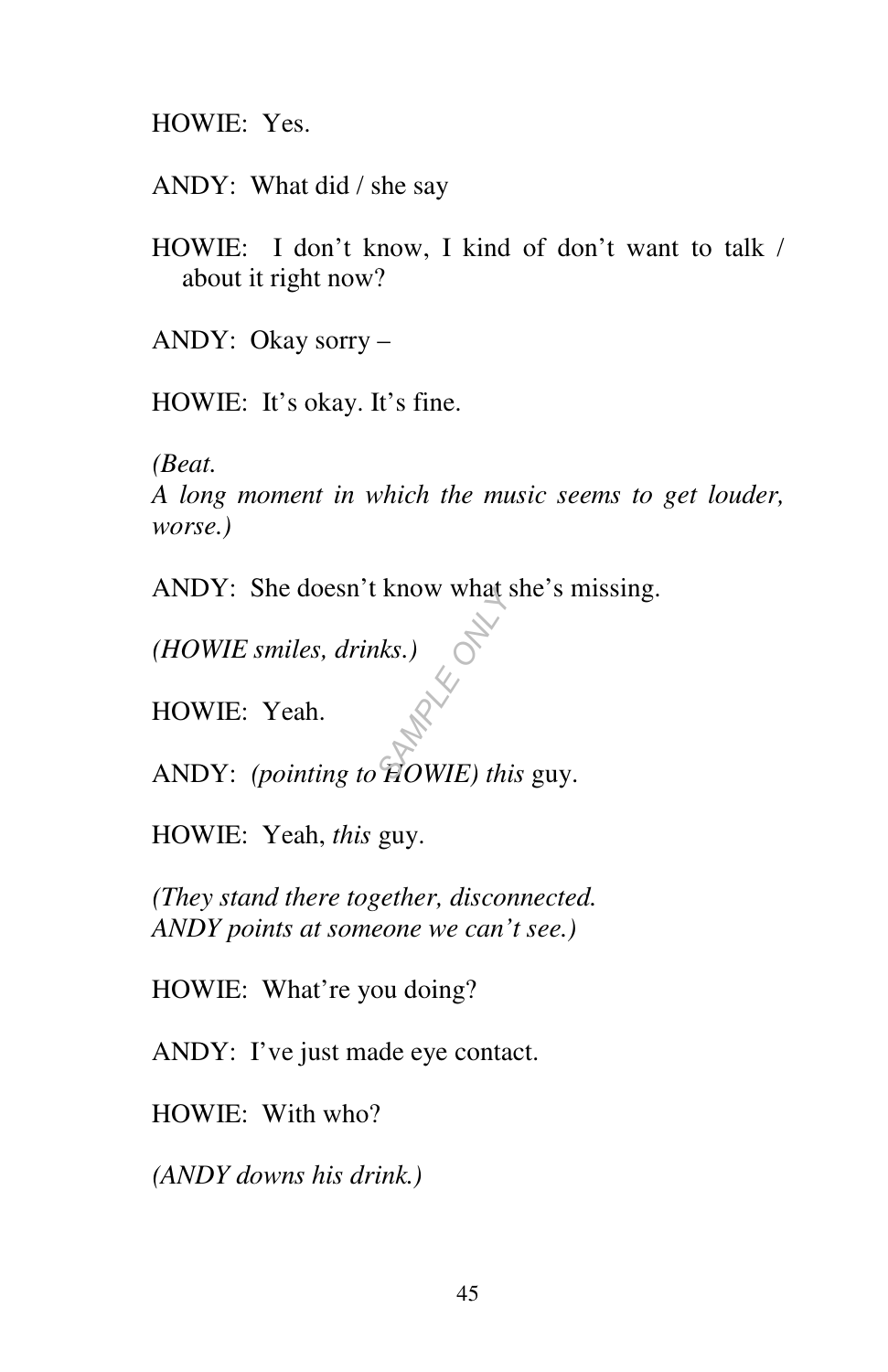HOWIE: Yes.

ANDY: What did / she say

HOWIE: I don't know, I kind of don't want to talk / about it right now?

ANDY: Okay sorry –

HOWIE: It's okay. It's fine.

*(Beat.*
*A long moment in which the music seems to get louder, worse.)*

ANDY: She doesn't know what she's missing.

*(HOWIE smiles, drinks.)*

HOWIE: Yeah.

ANDY: *(pointing to HOWIE) this* guy.

HOWIE: Yeah, *this* guy.

*(They stand there together, disconnected.*
*ANDY points at someone we can't see.)*

HOWIE: What're you doing?

ANDY: I've just made eye contact.

HOWIE: With who?

*(ANDY downs his drink.)*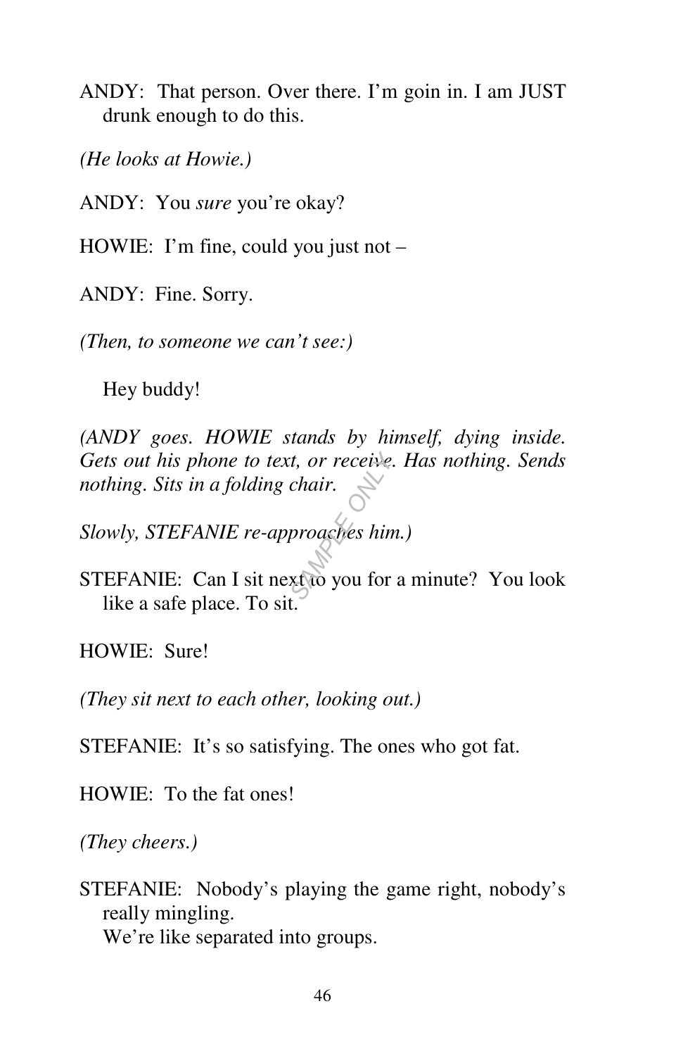ANDY: That person. Over there. I'm goin in. I am JUST drunk enough to do this.

*(He looks at Howie.)*

ANDY: You *sure* you're okay?

HOWIE: I'm fine, could you just not –

ANDY: Fine. Sorry.

*(Then, to someone we can't see:)*

Hey buddy!

*(ANDY goes. HOWIE stands by himself, dying inside. Gets out his phone to text, or receive. Has nothing. Sends nothing. Sits in a folding chair.*

*Slowly, STEFANIE re-approaches him.)*

STEFANIE: Can I sit next to you for a minute? You look like a safe place. To sit.

HOWIE: Sure!

*(They sit next to each other, looking out.)*

STEFANIE: It's so satisfying. The ones who got fat.

HOWIE: To the fat ones!

*(They cheers.)*

STEFANIE: Nobody's playing the game right, nobody's really mingling.
We're like separated into groups.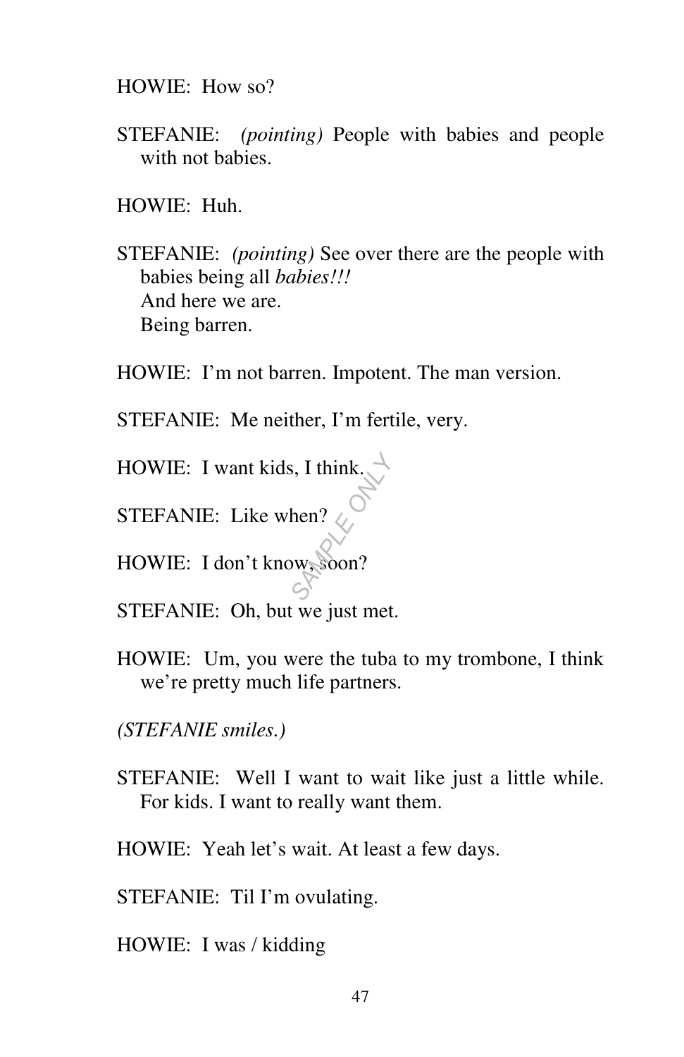HOWIE: How so?

STEFANIE: *(pointing)* People with babies and people with not babies.

HOWIE: Huh.

STEFANIE: *(pointing)* See over there are the people with babies being all *babies!!!*
And here we are.
Being barren.

HOWIE: I'm not barren. Impotent. The man version.

STEFANIE: Me neither, I'm fertile, very.

HOWIE: I want kids, I think.

STEFANIE: Like when?

HOWIE: I don't know, soon?

STEFANIE: Oh, but we just met.

HOWIE: Um, you were the tuba to my trombone, I think we're pretty much life partners.

*(STEFANIE smiles.)*

STEFANIE: Well I want to wait like just a little while. For kids. I want to really want them.

HOWIE: Yeah let's wait. At least a few days.

STEFANIE: Til I'm ovulating.

HOWIE: I was / kidding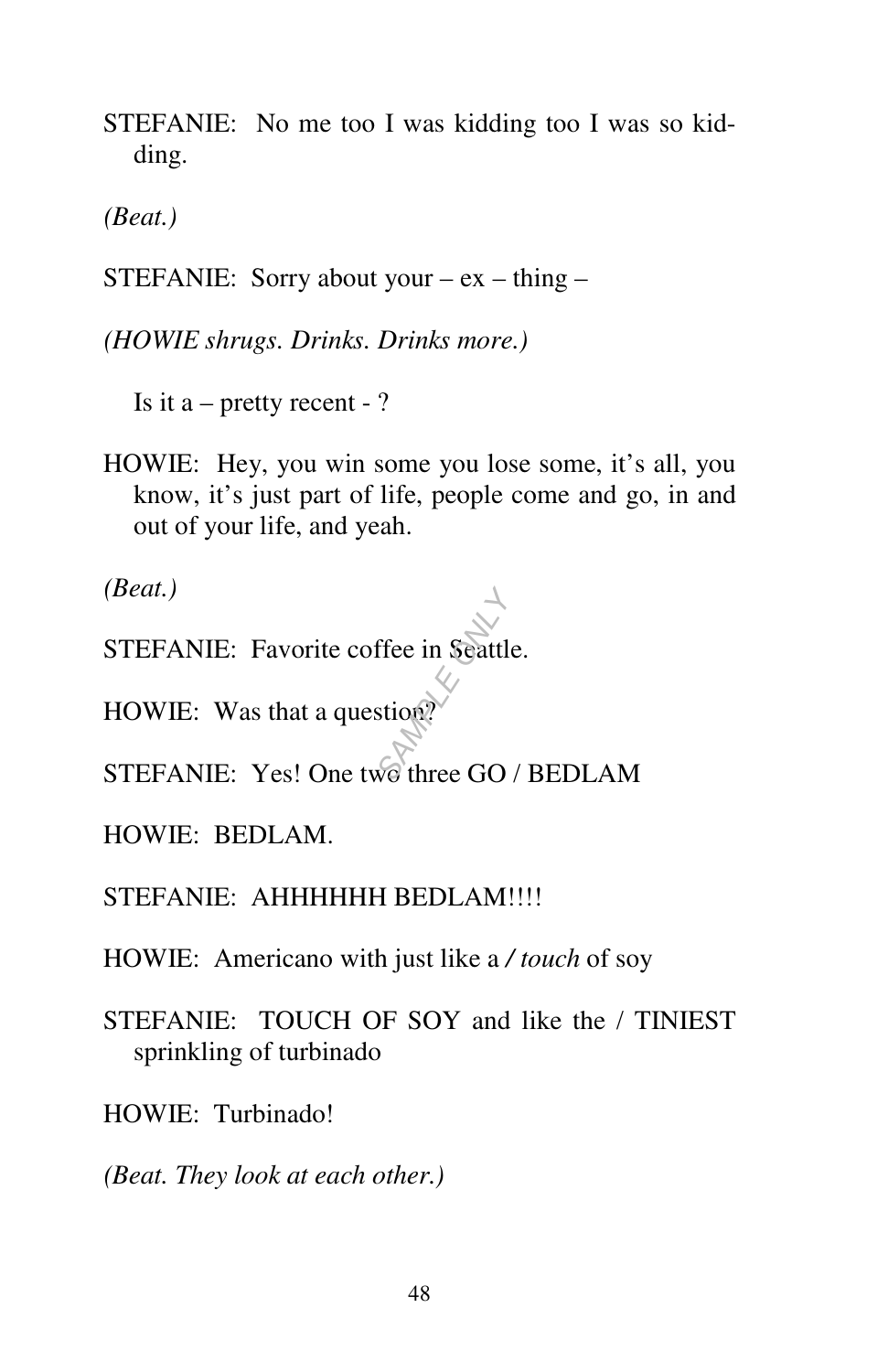STEFANIE: No me too I was kidding too I was so kidding.

*(Beat.)*

STEFANIE: Sorry about your – ex – thing –

*(HOWIE shrugs. Drinks. Drinks more.)*

Is it a – pretty recent - ?

HOWIE: Hey, you win some you lose some, it's all, you know, it's just part of life, people come and go, in and out of your life, and yeah.

*(Beat.)*

STEFANIE: Favorite coffee in Seattle.

HOWIE: Was that a question?

STEFANIE: Yes! One two three GO / BEDLAM

HOWIE: BEDLAM.

STEFANIE: AHHHHHH BEDLAM!!!!

HOWIE: Americano with just like a */ touch* of soy

STEFANIE: TOUCH OF SOY and like the / TINIEST sprinkling of turbinado

HOWIE: Turbinado!

*(Beat. They look at each other.)*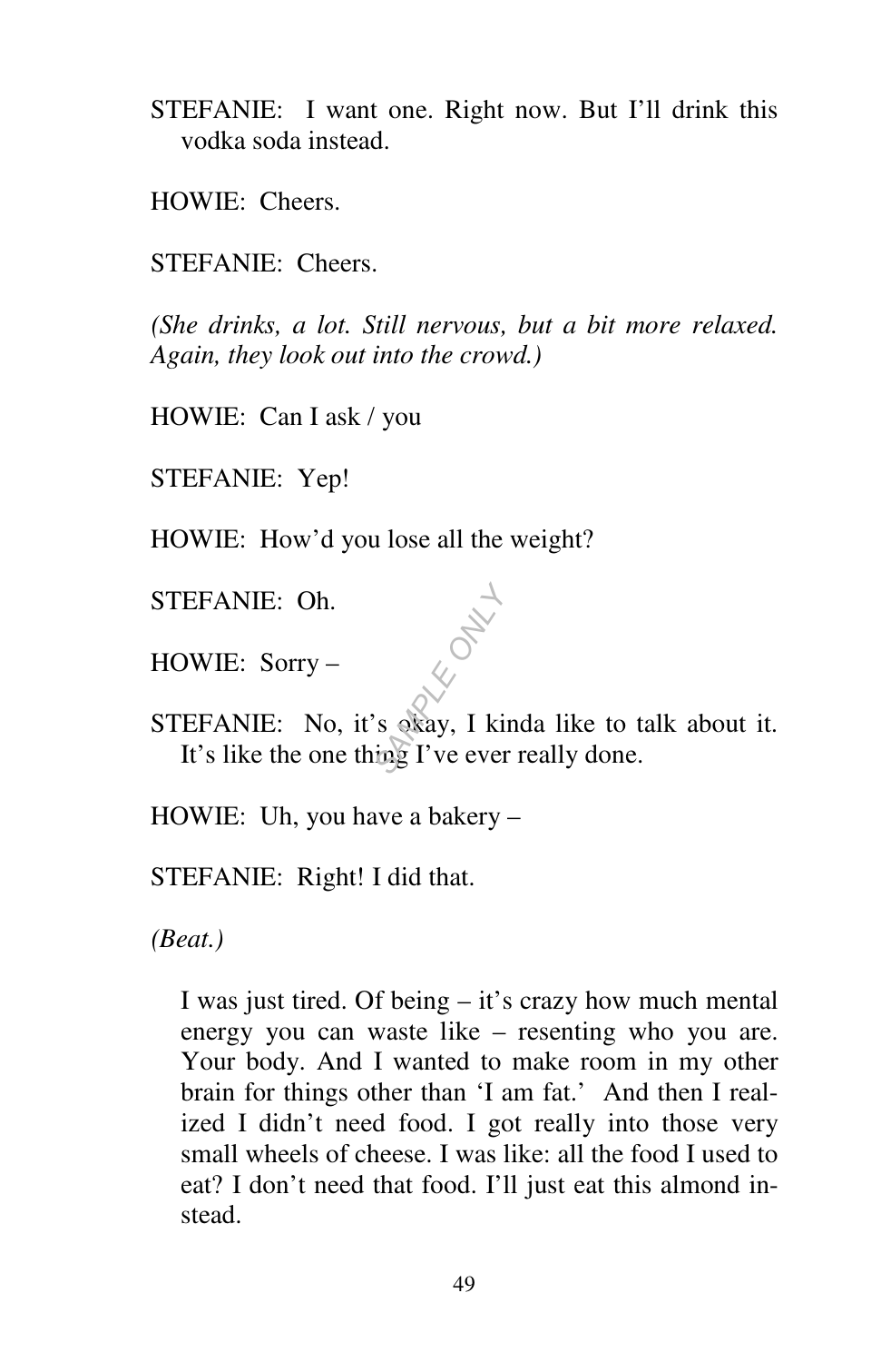STEFANIE: I want one. Right now. But I'll drink this vodka soda instead.

HOWIE: Cheers.

STEFANIE: Cheers.

*(She drinks, a lot. Still nervous, but a bit more relaxed. Again, they look out into the crowd.)*

HOWIE: Can I ask / you

STEFANIE: Yep!

HOWIE: How'd you lose all the weight?

STEFANIE: Oh.

HOWIE: Sorry –

STEFANIE: No, it's okay, I kinda like to talk about it. It's like the one thing I've ever really done.

HOWIE: Uh, you have a bakery –

STEFANIE: Right! I did that.

*(Beat.)*

I was just tired. Of being – it's crazy how much mental energy you can waste like – resenting who you are. Your body. And I wanted to make room in my other brain for things other than 'I am fat.' And then I realized I didn't need food. I got really into those very small wheels of cheese. I was like: all the food I used to eat? I don't need that food. I'll just eat this almond instead.